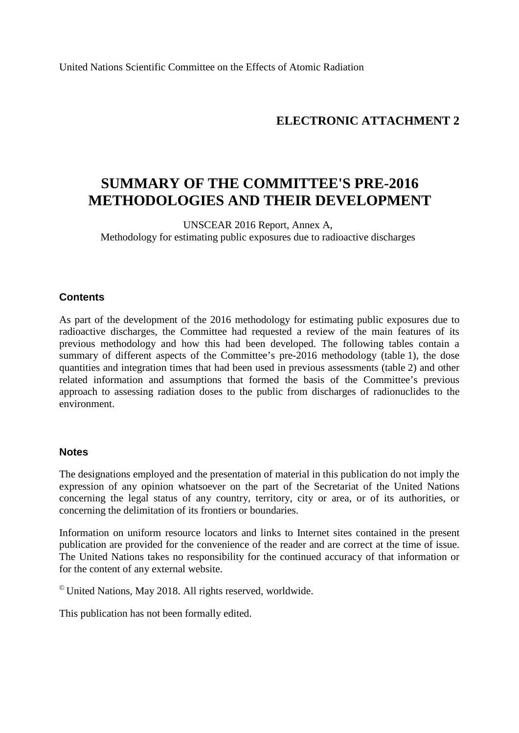United Nations Scientific Committee on the Effects of Atomic Radiation

## ELECTRONIC ATTACHMENT 2

# SUMMARY OF THE COMMITTEE'S PRE-2016 METHODOLOGIES AND THEIR DEVELOPMENT

UNSCEAR 2016 Report, Annex A,
Methodology for estimating public exposures due to radioactive discharges

### Contents

As part of the development of the 2016 methodology for estimating public exposures due to radioactive discharges, the Committee had requested a review of the main features of its previous methodology and how this had been developed. The following tables contain a summary of different aspects of the Committee's pre-2016 methodology (table 1), the dose quantities and integration times that had been used in previous assessments (table 2) and other related information and assumptions that formed the basis of the Committee's previous approach to assessing radiation doses to the public from discharges of radionuclides to the environment.

### Notes

The designations employed and the presentation of material in this publication do not imply the expression of any opinion whatsoever on the part of the Secretariat of the United Nations concerning the legal status of any country, territory, city or area, or of its authorities, or concerning the delimitation of its frontiers or boundaries.

Information on uniform resource locators and links to Internet sites contained in the present publication are provided for the convenience of the reader and are correct at the time of issue. The United Nations takes no responsibility for the continued accuracy of that information or for the content of any external website.

© United Nations, May 2018. All rights reserved, worldwide.

This publication has not been formally edited.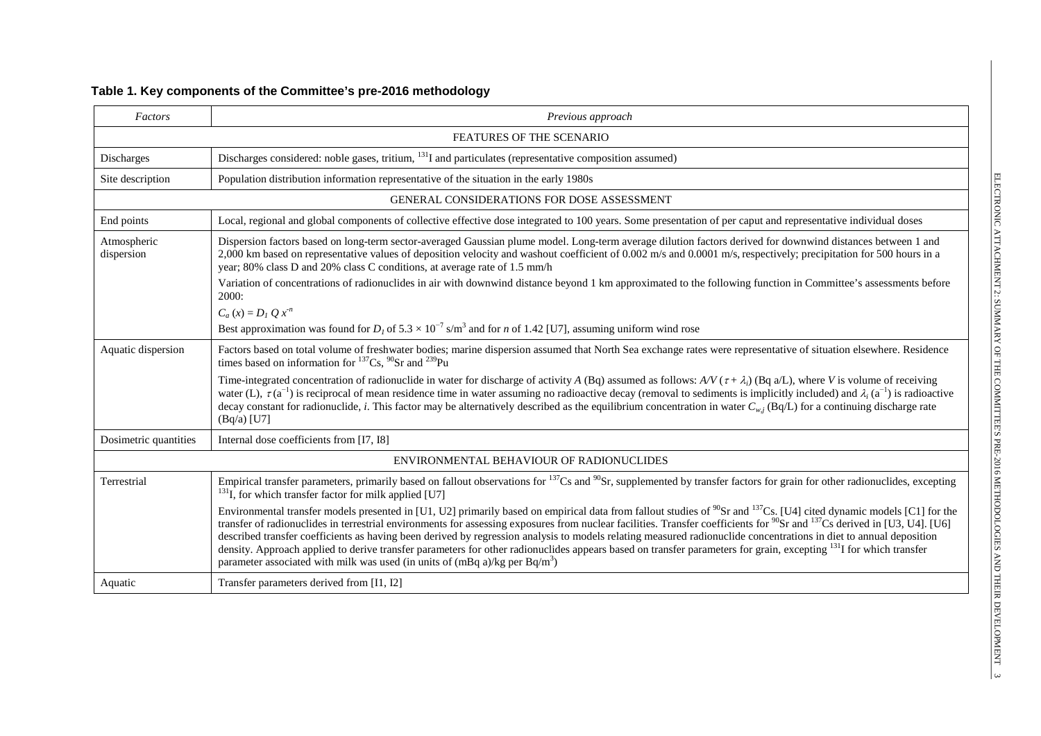**Table 1. Key components of the Committee's pre-2016 methodology**

| *Factors* | *Previous approach* |
|---|---|
| FEATURES OF THE SCENARIO | |
| Discharges | Discharges considered: noble gases, tritium, $^{131}$I and particulates (representative composition assumed) |
| Site description | Population distribution information representative of the situation in the early 1980s |
| GENERAL CONSIDERATIONS FOR DOSE ASSESSMENT | |
| End points | Local, regional and global components of collective effective dose integrated to 100 years. Some presentation of per caput and representative individual doses |
| Atmospheric dispersion | Dispersion factors based on long-term sector-averaged Gaussian plume model. Long-term average dilution factors derived for downwind distances between 1 and 2,000 km based on representative values of deposition velocity and washout coefficient of 0.002 m/s and 0.0001 m/s, respectively; precipitation for 500 hours in a year; 80% class D and 20% class C conditions, at average rate of 1.5 mm/h<br>Variation of concentrations of radionuclides in air with downwind distance beyond 1 km approximated to the following function in Committee's assessments before 2000:<br>$C_a(x) = D_1 Q x^{-n}$<br>Best approximation was found for $D_1$ of $5.3 \times 10^{-7}$ s/m$^3$ and for $n$ of 1.42 [U7], assuming uniform wind rose |
| Aquatic dispersion | Factors based on total volume of freshwater bodies; marine dispersion assumed that North Sea exchange rates were representative of situation elsewhere. Residence times based on information for $^{137}$Cs, $^{90}$Sr and $^{239}$Pu<br>Time-integrated concentration of radionuclide in water for discharge of activity $A$ (Bq) assumed as follows: $A/V(\tau + \lambda_i)$ (Bq a/L), where $V$ is volume of receiving water (L), $\tau$ (a$^{-1}$) is reciprocal of mean residence time in water assuming no radioactive decay (removal to sediments is implicitly included) and $\lambda_i$ (a$^{-1}$) is radioactive decay constant for radionuclide, $i$. This factor may be alternatively described as the equilibrium concentration in water $C_{w,i}$ (Bq/L) for a continuing discharge rate (Bq/a) [U7] |
| Dosimetric quantities | Internal dose coefficients from [I7, I8] |
| ENVIRONMENTAL BEHAVIOUR OF RADIONUCLIDES | |
| Terrestrial | Empirical transfer parameters, primarily based on fallout observations for $^{137}$Cs and $^{90}$Sr, supplemented by transfer factors for grain for other radionuclides, excepting $^{131}$I, for which transfer factor for milk applied [U7]<br>Environmental transfer models presented in [U1, U2] primarily based on empirical data from fallout studies of $^{90}$Sr and $^{137}$Cs. [U4] cited dynamic models [C1] for the transfer of radionuclides in terrestrial environments for assessing exposures from nuclear facilities. Transfer coefficients for $^{90}$Sr and $^{137}$Cs derived in [U3, U4]. [U6] described transfer coefficients as having been derived by regression analysis to models relating measured radionuclide concentrations in diet to annual deposition density. Approach applied to derive transfer parameters for other radionuclides appears based on transfer parameters for grain, excepting $^{131}$I for which transfer parameter associated with milk was used (in units of (mBq a)/kg per Bq/m$^3$) |
| Aquatic | Transfer parameters derived from [I1, I2] |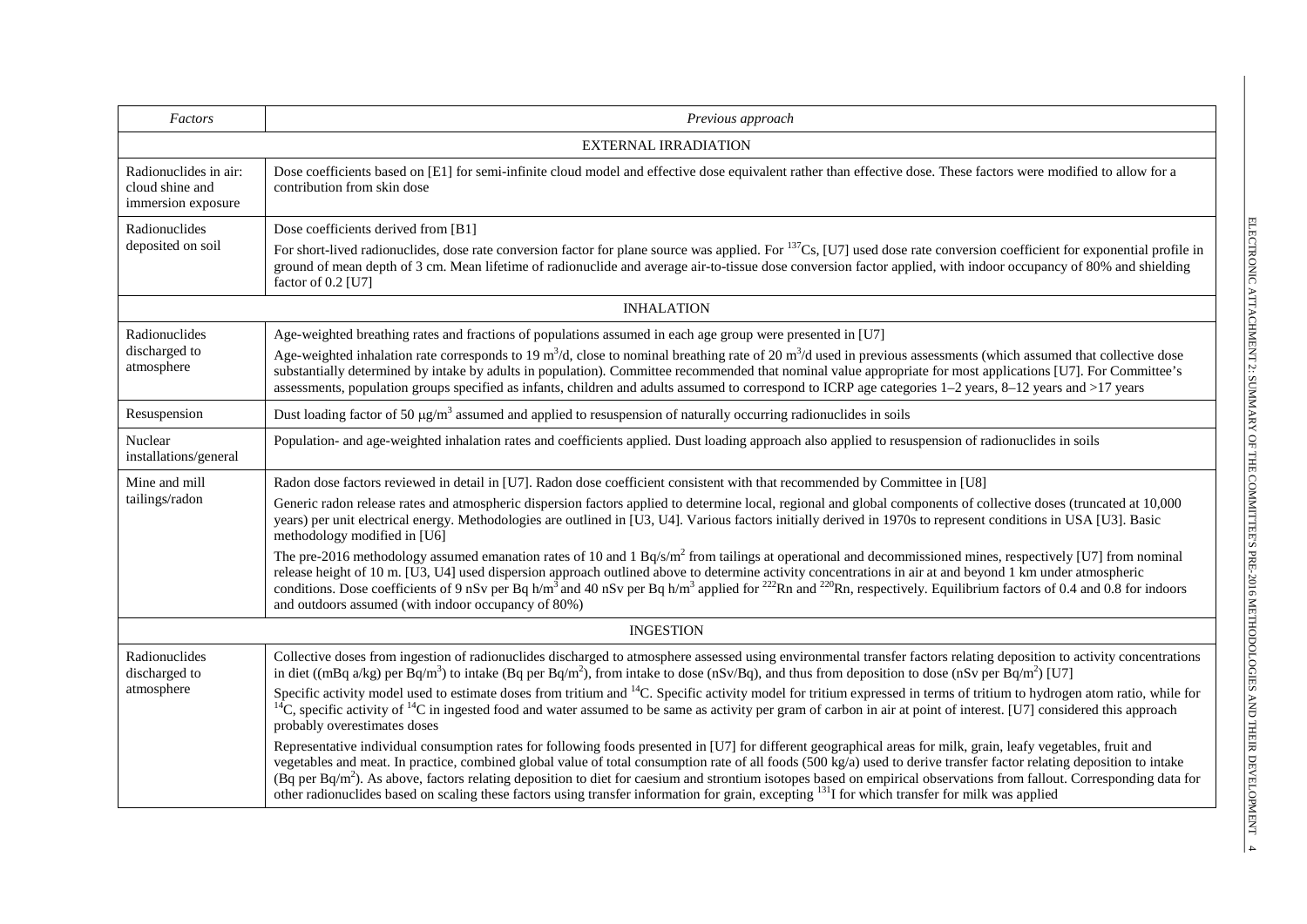| *Factors* | *Previous approach* |
|---|---|
| EXTERNAL IRRADIATION | |
| Radionuclides in air: cloud shine and immersion exposure | Dose coefficients based on [E1] for semi-infinite cloud model and effective dose equivalent rather than effective dose. These factors were modified to allow for a contribution from skin dose |
| Radionuclides deposited on soil | Dose coefficients derived from [B1]<br>For short-lived radionuclides, dose rate conversion factor for plane source was applied. For $^{137}$Cs, [U7] used dose rate conversion coefficient for exponential profile in ground of mean depth of 3 cm. Mean lifetime of radionuclide and average air-to-tissue dose conversion factor applied, with indoor occupancy of 80% and shielding factor of 0.2 [U7] |
| INHALATION | |
| Radionuclides discharged to atmosphere | Age-weighted breathing rates and fractions of populations assumed in each age group were presented in [U7]<br>Age-weighted inhalation rate corresponds to 19 $m^3$/d, close to nominal breathing rate of 20 $m^3$/d used in previous assessments (which assumed that collective dose substantially determined by intake by adults in population). Committee recommended that nominal value appropriate for most applications [U7]. For Committee's assessments, population groups specified as infants, children and adults assumed to correspond to ICRP age categories 1–2 years, 8–12 years and >17 years |
| Resuspension | Dust loading factor of 50 μg/$m^3$ assumed and applied to resuspension of naturally occurring radionuclides in soils |
| Nuclear installations/general | Population- and age-weighted inhalation rates and coefficients applied. Dust loading approach also applied to resuspension of radionuclides in soils |
| Mine and mill tailings/radon | Radon dose factors reviewed in detail in [U7]. Radon dose coefficient consistent with that recommended by Committee in [U8]<br>Generic radon release rates and atmospheric dispersion factors applied to determine local, regional and global components of collective doses (truncated at 10,000 years) per unit electrical energy. Methodologies are outlined in [U3, U4]. Various factors initially derived in 1970s to represent conditions in USA [U3]. Basic methodology modified in [U6]<br>The pre-2016 methodology assumed emanation rates of 10 and 1 Bq/s/$m^2$ from tailings at operational and decommissioned mines, respectively [U7] from nominal release height of 10 m. [U3, U4] used dispersion approach outlined above to determine activity concentrations in air at and beyond 1 km under atmospheric conditions. Dose coefficients of 9 nSv per Bq h/$m^3$ and 40 nSv per Bq h/$m^3$ applied for $^{222}$Rn and $^{220}$Rn, respectively. Equilibrium factors of 0.4 and 0.8 for indoors and outdoors assumed (with indoor occupancy of 80%) |
| INGESTION | |
| Radionuclides discharged to atmosphere | Collective doses from ingestion of radionuclides discharged to atmosphere assessed using environmental transfer factors relating deposition to activity concentrations in diet ((mBq a/kg) per Bq/$m^3$) to intake (Bq per Bq/$m^2$), from intake to dose (nSv/Bq), and thus from deposition to dose (nSv per Bq/$m^2$) [U7]<br>Specific activity model used to estimate doses from tritium and $^{14}$C. Specific activity model for tritium expressed in terms of tritium to hydrogen atom ratio, while for $^{14}$C, specific activity of $^{14}$C in ingested food and water assumed to be same as activity per gram of carbon in air at point of interest. [U7] considered this approach probably overestimates doses<br>Representative individual consumption rates for following foods presented in [U7] for different geographical areas for milk, grain, leafy vegetables, fruit and vegetables and meat. In practice, combined global value of total consumption rate of all foods (500 kg/a) used to derive transfer factor relating deposition to intake (Bq per Bq/$m^2$). As above, factors relating deposition to diet for caesium and strontium isotopes based on empirical observations from fallout. Corresponding data for other radionuclides based on scaling these factors using transfer information for grain, excepting $^{131}$I for which transfer for milk was applied |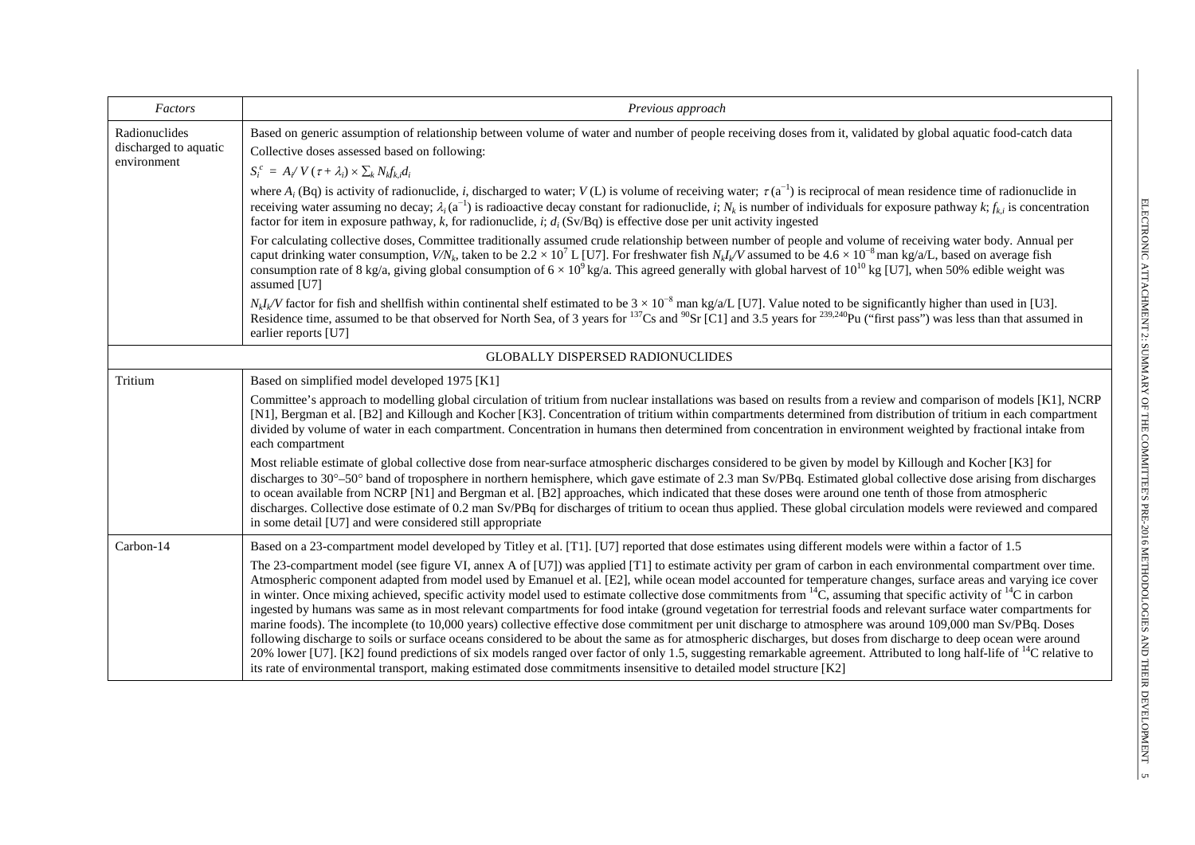| *Factors* | *Previous approach* |
|---|---|
| Radionuclides discharged to aquatic environment | Based on generic assumption of relationship between volume of water and number of people receiving doses from it, validated by global aquatic food-catch data<br>Collective doses assessed based on following:<br>$S_i^c = A_i / V(\tau + \lambda_i) \times \sum_k N_k f_{k,i} d_i$<br>where $A_i$ (Bq) is activity of radionuclide, *i*, discharged to water; $V$ (L) is volume of receiving water; $\tau$ ($a^{-1}$) is reciprocal of mean residence time of radionuclide in receiving water assuming no decay; $\lambda_i$ ($a^{-1}$) is radioactive decay constant for radionuclide, *i*; $N_k$ is number of individuals for exposure pathway *k*; $f_{k,i}$ is concentration factor for item in exposure pathway, *k*, for radionuclide, *i*; $d_i$ (Sv/Bq) is effective dose per unit activity ingested<br>For calculating collective doses, Committee traditionally assumed crude relationship between number of people and volume of receiving water body. Annual per caput drinking water consumption, $V/N_k$, taken to be $2.2 \times 10^7$ L [U7]. For freshwater fish $N_k I_k / V$ assumed to be $4.6 \times 10^{-8}$ man kg/a/L, based on average fish consumption rate of 8 kg/a, giving global consumption of $6 \times 10^9$ kg/a. This agreed generally with global harvest of $10^{10}$ kg [U7], when 50% edible weight was assumed [U7]<br>$N_k I_k / V$ factor for fish and shellfish within continental shelf estimated to be $3 \times 10^{-8}$ man kg/a/L [U7]. Value noted to be significantly higher than used in [U3]. Residence time, assumed to be that observed for North Sea, of 3 years for $^{137}$Cs and $^{90}$Sr [C1] and 3.5 years for $^{239,240}$Pu ("first pass") was less than that assumed in earlier reports [U7] |
| GLOBALLY DISPERSED RADIONUCLIDES | |
| Tritium | Based on simplified model developed 1975 [K1]<br>Committee's approach to modelling global circulation of tritium from nuclear installations was based on results from a review and comparison of models [K1], NCRP [N1], Bergman et al. [B2] and Killough and Kocher [K3]. Concentration of tritium within compartments determined from distribution of tritium in each compartment divided by volume of water in each compartment. Concentration in humans then determined from concentration in environment weighted by fractional intake from each compartment<br>Most reliable estimate of global collective dose from near-surface atmospheric discharges considered to be given by model by Killough and Kocher [K3] for discharges to 30°–50° band of troposphere in northern hemisphere, which gave estimate of 2.3 man Sv/PBq. Estimated global collective dose arising from discharges to ocean available from NCRP [N1] and Bergman et al. [B2] approaches, which indicated that these doses were around one tenth of those from atmospheric discharges. Collective dose estimate of 0.2 man Sv/PBq for discharges of tritium to ocean thus applied. These global circulation models were reviewed and compared in some detail [U7] and were considered still appropriate |
| Carbon-14 | Based on a 23-compartment model developed by Titley et al. [T1]. [U7] reported that dose estimates using different models were within a factor of 1.5<br>The 23-compartment model (see figure VI, annex A of [U7]) was applied [T1] to estimate activity per gram of carbon in each environmental compartment over time. Atmospheric component adapted from model used by Emanuel et al. [E2], while ocean model accounted for temperature changes, surface areas and varying ice cover in winter. Once mixing achieved, specific activity model used to estimate collective dose commitments from $^{14}$C, assuming that specific activity of $^{14}$C in carbon ingested by humans was same as in most relevant compartments for food intake (ground vegetation for terrestrial foods and relevant surface water compartments for marine foods). The incomplete (to 10,000 years) collective effective dose commitment per unit discharge to atmosphere was around 109,000 man Sv/PBq. Doses following discharge to soils or surface oceans considered to be about the same as for atmospheric discharges, but doses from discharge to deep ocean were around 20% lower [U7]. [K2] found predictions of six models ranged over factor of only 1.5, suggesting remarkable agreement. Attributed to long half-life of $^{14}$C relative to its rate of environmental transport, making estimated dose commitments insensitive to detailed model structure [K2] |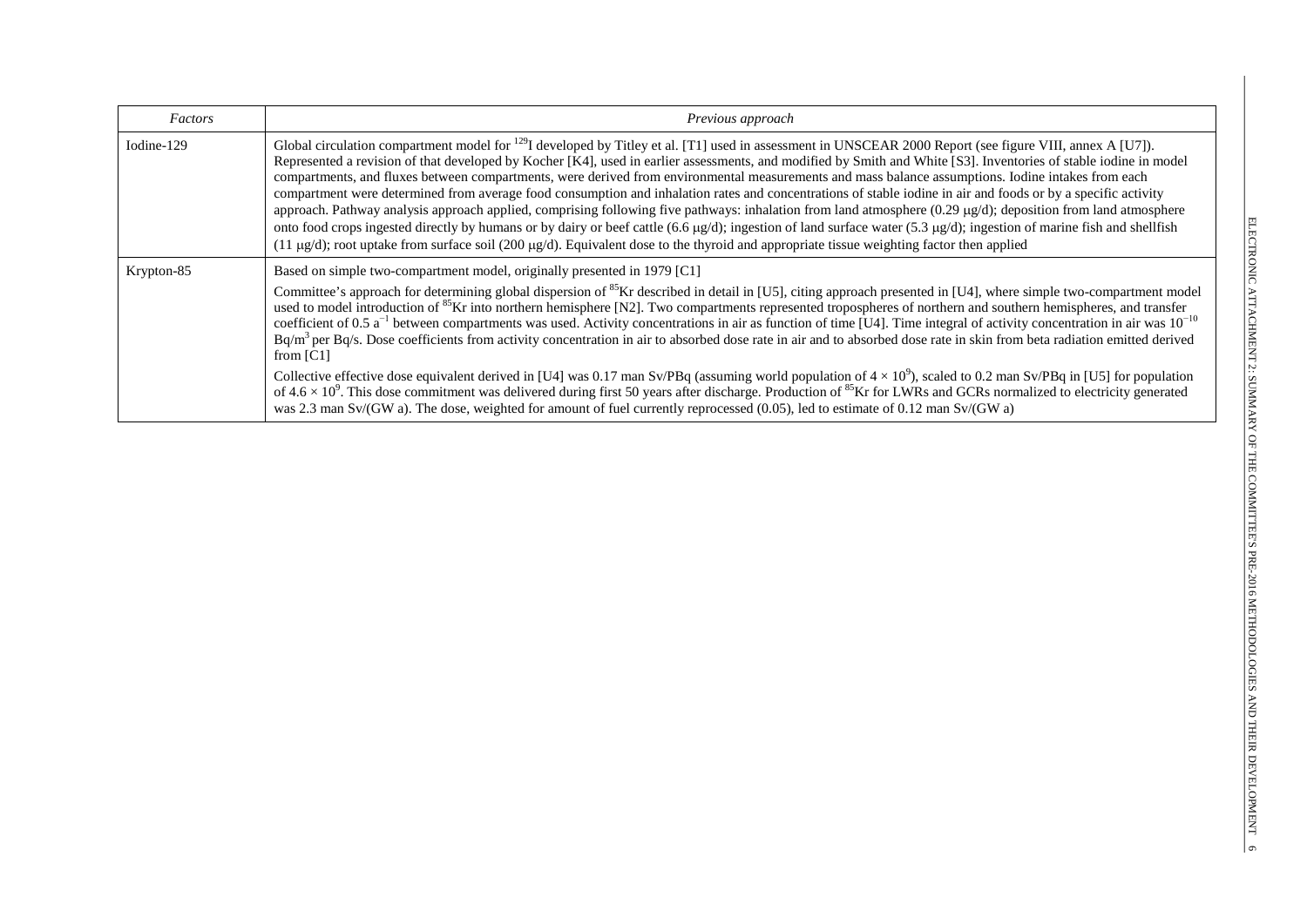| *Factors* | *Previous approach* |
|---|---|
| Iodine-129 | Global circulation compartment model for $^{129}I$ developed by Titley et al. [T1] used in assessment in UNSCEAR 2000 Report (see figure VIII, annex A [U7]). Represented a revision of that developed by Kocher [K4], used in earlier assessments, and modified by Smith and White [S3]. Inventories of stable iodine in model compartments, and fluxes between compartments, were derived from environmental measurements and mass balance assumptions. Iodine intakes from each compartment were determined from average food consumption and inhalation rates and concentrations of stable iodine in air and foods or by a specific activity approach. Pathway analysis approach applied, comprising following five pathways: inhalation from land atmosphere (0.29 μg/d); deposition from land atmosphere onto food crops ingested directly by humans or by dairy or beef cattle (6.6 μg/d); ingestion of land surface water (5.3 μg/d); ingestion of marine fish and shellfish (11 μg/d); root uptake from surface soil (200 μg/d). Equivalent dose to the thyroid and appropriate tissue weighting factor then applied |
| Krypton-85 | Based on simple two-compartment model, originally presented in 1979 [C1]<br><br>Committee's approach for determining global dispersion of $^{85}Kr$ described in detail in [U5], citing approach presented in [U4], where simple two-compartment model used to model introduction of $^{85}Kr$ into northern hemisphere [N2]. Two compartments represented tropospheres of northern and southern hemispheres, and transfer coefficient of 0.5 $a^{-1}$ between compartments was used. Activity concentrations in air as function of time [U4]. Time integral of activity concentration in air was $10^{-10}$ Bq/m$^3$ per Bq/s. Dose coefficients from activity concentration in air to absorbed dose rate in air and to absorbed dose rate in skin from beta radiation emitted derived from [C1]<br><br>Collective effective dose equivalent derived in [U4] was 0.17 man Sv/PBq (assuming world population of $4 \times 10^9$), scaled to 0.2 man Sv/PBq in [U5] for population of $4.6 \times 10^9$. This dose commitment was delivered during first 50 years after discharge. Production of $^{85}Kr$ for LWRs and GCRs normalized to electricity generated was 2.3 man Sv/(GW a). The dose, weighted for amount of fuel currently reprocessed (0.05), led to estimate of 0.12 man Sv/(GW a) |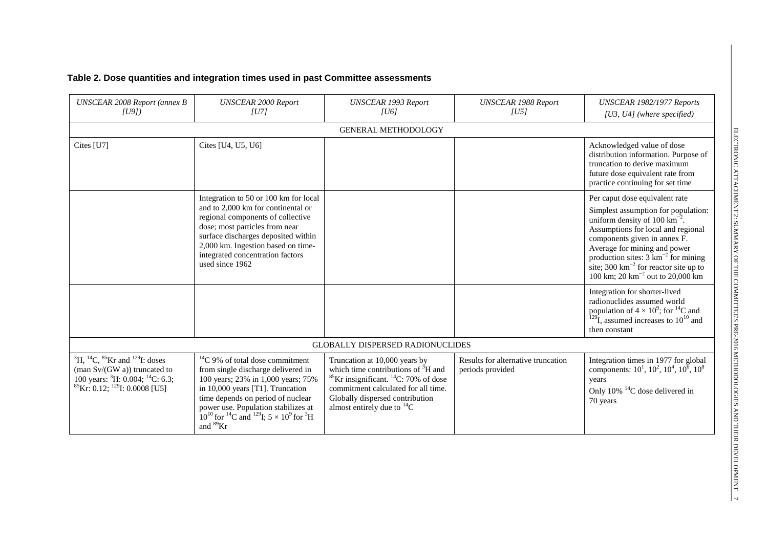**Table 2. Dose quantities and integration times used in past Committee assessments**

| *UNSCEAR 2008 Report (annex B [U9])* | *UNSCEAR 2000 Report [U7]* | *UNSCEAR 1993 Report [U6]* | *UNSCEAR 1988 Report [U5]* | *UNSCEAR 1982/1977 Reports [U3, U4] (where specified)* |
|---|---|---|---|---|
| GENERAL METHODOLOGY | | | | |
| Cites [U7] | Cites [U4, U5, U6] | | | Acknowledged value of dose distribution information. Purpose of truncation to derive maximum future dose equivalent rate from practice continuing for set time |
| | Integration to 50 or 100 km for local and to 2,000 km for continental or regional components of collective dose; most particles from near surface discharges deposited within 2,000 km. Ingestion based on time-integrated concentration factors used since 1962 | | | Per caput dose equivalent rate<br>Simplest assumption for population: uniform density of 100 $km^{-2}$. Assumptions for local and regional components given in annex F. Average for mining and power production sites: 3 $km^{-2}$ for mining site; 300 $km^{-2}$ for reactor site up to 100 km; 20 $km^{-2}$ out to 20,000 km |
| | | | | Integration for shorter-lived radionuclides assumed world population of $4 \times 10^9$; for $^{14}C$ and $^{129}I$, assumed increases to $10^{10}$ and then constant |
| GLOBALLY DISPERSED RADIONUCLIDES | | | | |
| $^{3}H$, $^{14}C$, $^{85}Kr$ and $^{129}I$: doses (man Sv/(GW a)) truncated to 100 years: $^{3}H$: 0.004; $^{14}C$: 6.3; $^{85}Kr$: 0.12; $^{129}I$: 0.0008 [U5] | $^{14}C$ 9% of total dose commitment from single discharge delivered in 100 years; 23% in 1,000 years; 75% in 10,000 years [T1]. Truncation time depends on period of nuclear power use. Population stabilizes at $10^{10}$ for $^{14}C$ and $^{129}I$; $5 \times 10^9$ for $^{3}H$ and $^{89}Kr$ | Truncation at 10,000 years by which time contributions of $^{3}H$ and $^{85}Kr$ insignificant. $^{14}C$: 70% of dose commitment calculated for all time. Globally dispersed contribution almost entirely due to $^{14}C$ | Results for alternative truncation periods provided | Integration times in 1977 for global components: $10^1$, $10^2$, $10^4$, $10^6$, $10^8$ years<br>Only 10% $^{14}C$ dose delivered in 70 years |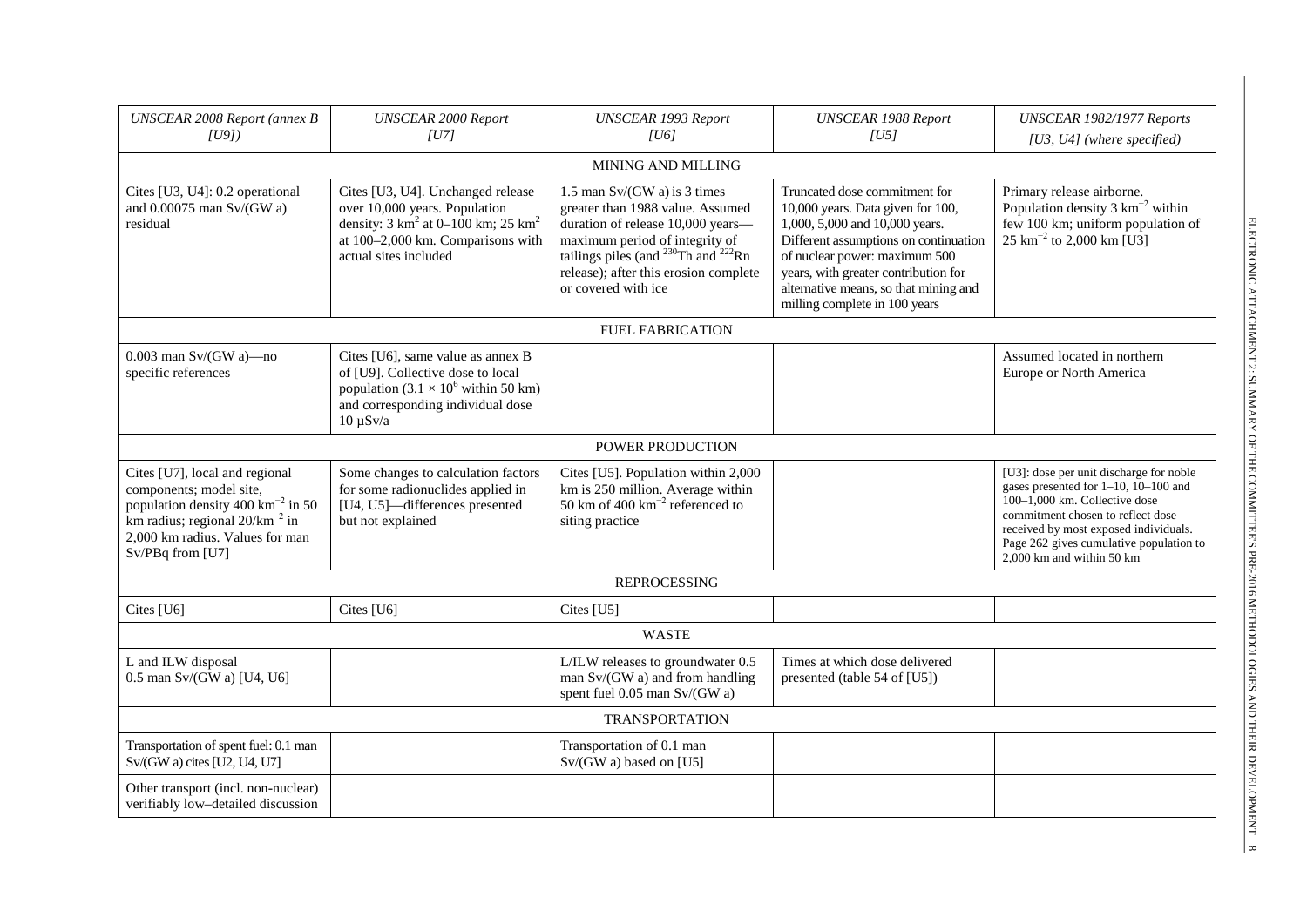| *UNSCEAR 2008 Report (annex B [U9])* | *UNSCEAR 2000 Report [U7]* | *UNSCEAR 1993 Report [U6]* | *UNSCEAR 1988 Report [U5]* | *UNSCEAR 1982/1977 Reports [U3, U4] (where specified)* |
|---|---|---|---|---|
| MINING AND MILLING | | | | |
| Cites [U3, U4]: 0.2 operational and 0.00075 man Sv/(GW a) residual | Cites [U3, U4]. Unchanged release over 10,000 years. Population density: 3 $km^2$ at 0–100 km; 25 $km^2$ at 100–2,000 km. Comparisons with actual sites included | 1.5 man Sv/(GW a) is 3 times greater than 1988 value. Assumed duration of release 10,000 years—maximum period of integrity of tailings piles (and $^{230}Th$ and $^{222}Rn$ release); after this erosion complete or covered with ice | Truncated dose commitment for 10,000 years. Data given for 100, 1,000, 5,000 and 10,000 years. Different assumptions on continuation of nuclear power: maximum 500 years, with greater contribution for alternative means, so that mining and milling complete in 100 years | Primary release airborne. Population density 3 $km^{-2}$ within few 100 km; uniform population of 25 $km^{-2}$ to 2,000 km [U3] |
| FUEL FABRICATION | | | | |
| 0.003 man Sv/(GW a)—no specific references | Cites [U6], same value as annex B of [U9]. Collective dose to local population ($3.1 \times 10^6$ within 50 km) and corresponding individual dose 10 μSv/a | | | Assumed located in northern Europe or North America |
| POWER PRODUCTION | | | | |
| Cites [U7], local and regional components; model site, population density 400 $km^{-2}$ in 50 km radius; regional 20/$km^{-2}$ in 2,000 km radius. Values for man Sv/PBq from [U7] | Some changes to calculation factors for some radionuclides applied in [U4, U5]—differences presented but not explained | Cites [U5]. Population within 2,000 km is 250 million. Average within 50 km of 400 $km^{-2}$ referenced to siting practice | | [U3]: dose per unit discharge for noble gases presented for 1–10, 10–100 and 100–1,000 km. Collective dose commitment chosen to reflect dose received by most exposed individuals. Page 262 gives cumulative population to 2,000 km and within 50 km |
| REPROCESSING | | | | |
| Cites [U6] | Cites [U6] | Cites [U5] | | |
| WASTE | | | | |
| L and ILW disposal 0.5 man Sv/(GW a) [U4, U6] | | L/ILW releases to groundwater 0.5 man Sv/(GW a) and from handling spent fuel 0.05 man Sv/(GW a) | Times at which dose delivered presented (table 54 of [U5]) | |
| TRANSPORTATION | | | | |
| Transportation of spent fuel: 0.1 man Sv/(GW a) cites [U2, U4, U7] | | Transportation of 0.1 man Sv/(GW a) based on [U5] | | |
| Other transport (incl. non-nuclear) verifiably low–detailed discussion | | | | |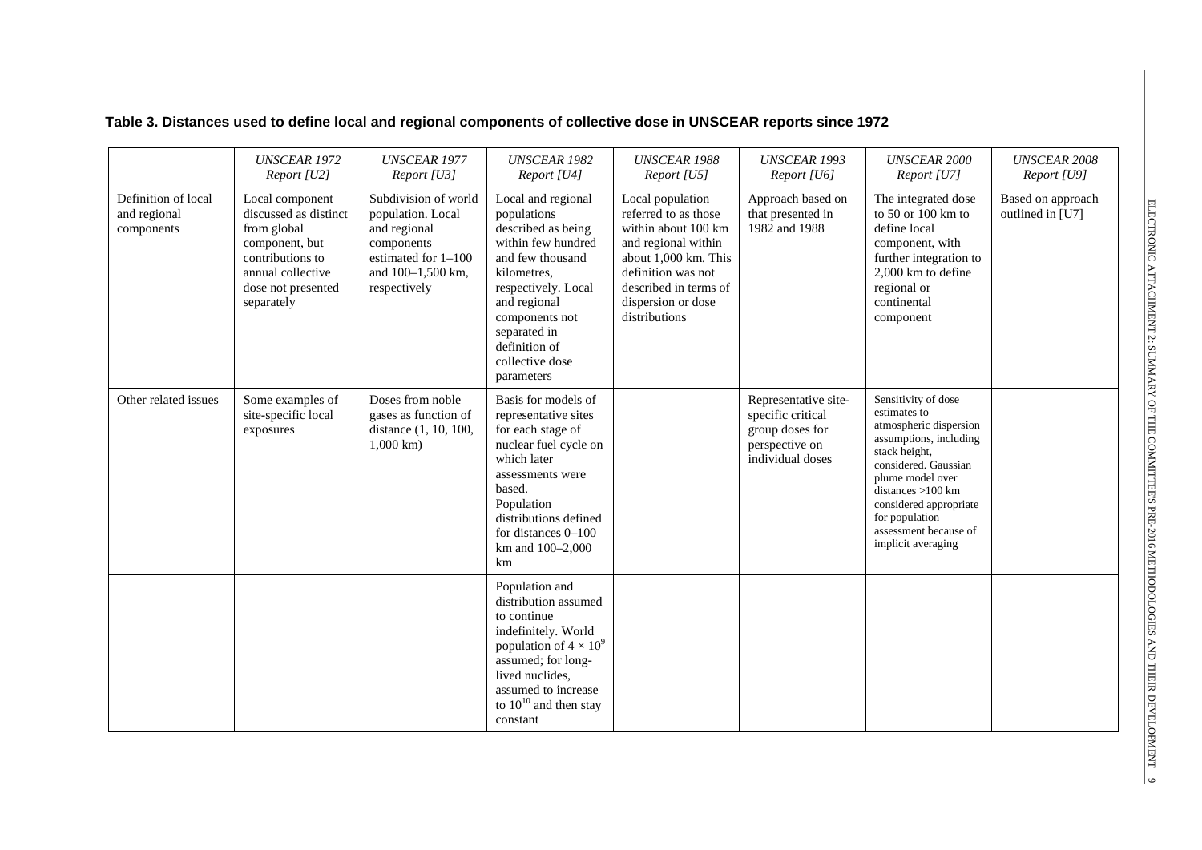**Table 3. Distances used to define local and regional components of collective dose in UNSCEAR reports since 1972**

| | *UNSCEAR 1972 Report [U2]* | *UNSCEAR 1977 Report [U3]* | *UNSCEAR 1982 Report [U4]* | *UNSCEAR 1988 Report [U5]* | *UNSCEAR 1993 Report [U6]* | *UNSCEAR 2000 Report [U7]* | *UNSCEAR 2008 Report [U9]* |
|---|---|---|---|---|---|---|---|
| Definition of local and regional components | Local component discussed as distinct from global component, but contributions to annual collective dose not presented separately | Subdivision of world population. Local and regional components estimated for 1–100 and 100–1,500 km, respectively | Local and regional populations described as being within few hundred and few thousand kilometres, respectively. Local and regional components not separated in definition of collective dose parameters | Local population referred to as those within about 100 km and regional within about 1,000 km. This definition was not described in terms of dispersion or dose distributions | Approach based on that presented in 1982 and 1988 | The integrated dose to 50 or 100 km to define local component, with further integration to 2,000 km to define regional or continental component | Based on approach outlined in [U7] |
| Other related issues | Some examples of site-specific local exposures | Doses from noble gases as function of distance (1, 10, 100, 1,000 km) | Basis for models of representative sites for each stage of nuclear fuel cycle on which later assessments were based. Population distributions defined for distances 0–100 km and 100–2,000 km | | Representative site-specific critical group doses for perspective on individual doses | Sensitivity of dose estimates to atmospheric dispersion assumptions, including stack height, considered. Gaussian plume model over distances >100 km considered appropriate for population assessment because of implicit averaging | |
| | | | Population and distribution assumed to continue indefinitely. World population of $4 \times 10^9$ assumed; for long-lived nuclides, assumed to increase to $10^{10}$ and then stay constant | | | | |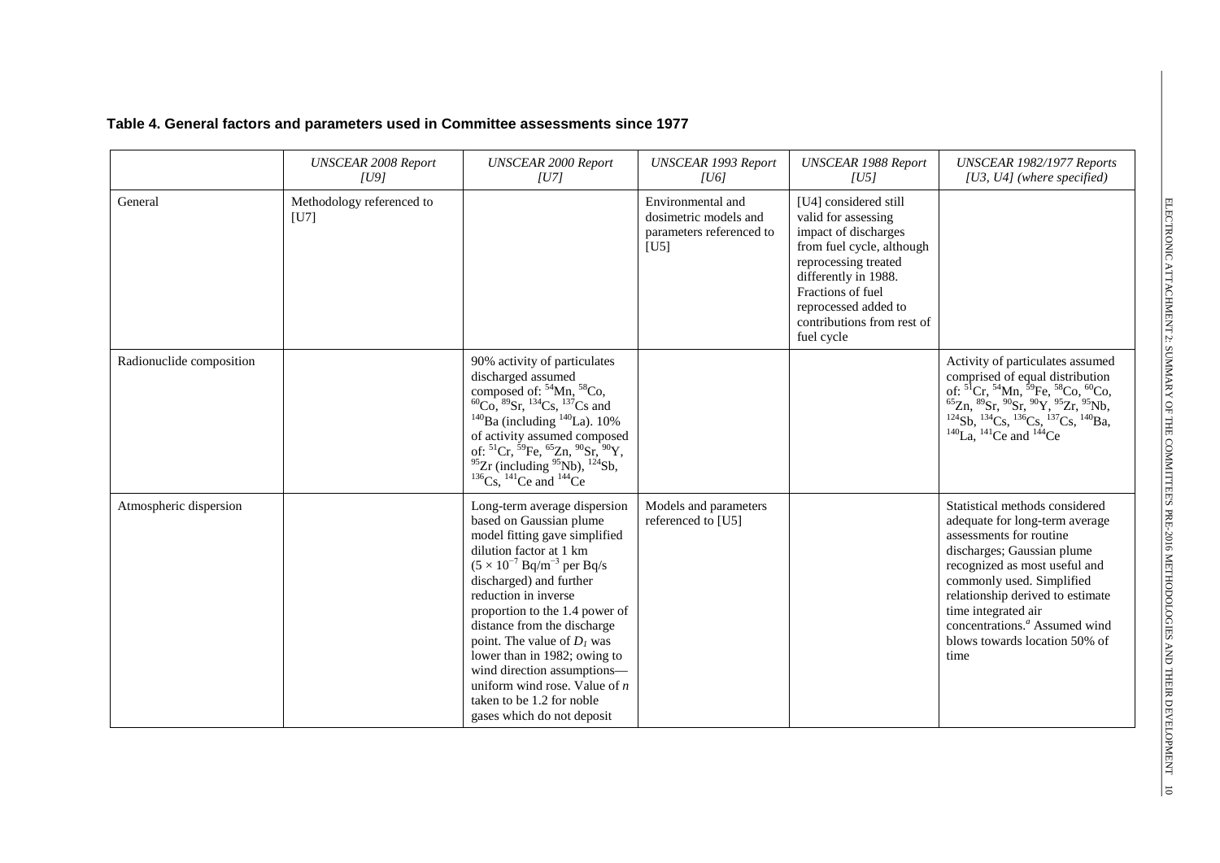**Table 4. General factors and parameters used in Committee assessments since 1977**

| | *UNSCEAR 2008 Report [U9]* | *UNSCEAR 2000 Report [U7]* | *UNSCEAR 1993 Report [U6]* | *UNSCEAR 1988 Report [U5]* | *UNSCEAR 1982/1977 Reports [U3, U4] (where specified)* |
|---|---|---|---|---|---|
| General | Methodology referenced to [U7] | | Environmental and dosimetric models and parameters referenced to [U5] | [U4] considered still valid for assessing impact of discharges from fuel cycle, although reprocessing treated differently in 1988. Fractions of fuel reprocessed added to contributions from rest of fuel cycle | |
| Radionuclide composition | | 90% activity of particulates discharged assumed composed of: $^{54}$Mn, $^{58}$Co, $^{60}$Co, $^{89}$Sr, $^{134}$Cs, $^{137}$Cs and $^{140}$Ba (including $^{140}$La). 10% of activity assumed composed of: $^{51}$Cr, $^{59}$Fe, $^{65}$Zn, $^{90}$Sr, $^{90}$Y, $^{95}$Zr (including $^{95}$Nb), $^{124}$Sb, $^{136}$Cs, $^{141}$Ce and $^{144}$Ce | | | Activity of particulates assumed comprised of equal distribution of: $^{51}$Cr, $^{54}$Mn, $^{59}$Fe, $^{58}$Co, $^{60}$Co, $^{65}$Zn, $^{89}$Sr, $^{90}$Sr, $^{90}$Y, $^{95}$Zr, $^{95}$Nb, $^{124}$Sb, $^{134}$Cs, $^{136}$Cs, $^{137}$Cs, $^{140}$Ba, $^{140}$La, $^{141}$Ce and $^{144}$Ce |
| Atmospheric dispersion | | Long-term average dispersion based on Gaussian plume model fitting gave simplified dilution factor at 1 km ($5 \times 10^{-7}$ Bq/m$^{-3}$ per Bq/s discharged) and further reduction in inverse proportion to the 1.4 power of distance from the discharge point. The value of $D_1$ was lower than in 1982; owing to wind direction assumptions—uniform wind rose. Value of $n$ taken to be 1.2 for noble gases which do not deposit | Models and parameters referenced to [U5] | | Statistical methods considered adequate for long-term average assessments for routine discharges; Gaussian plume recognized as most useful and commonly used. Simplified relationship derived to estimate time integrated air concentrations.[a] Assumed wind blows towards location 50% of time |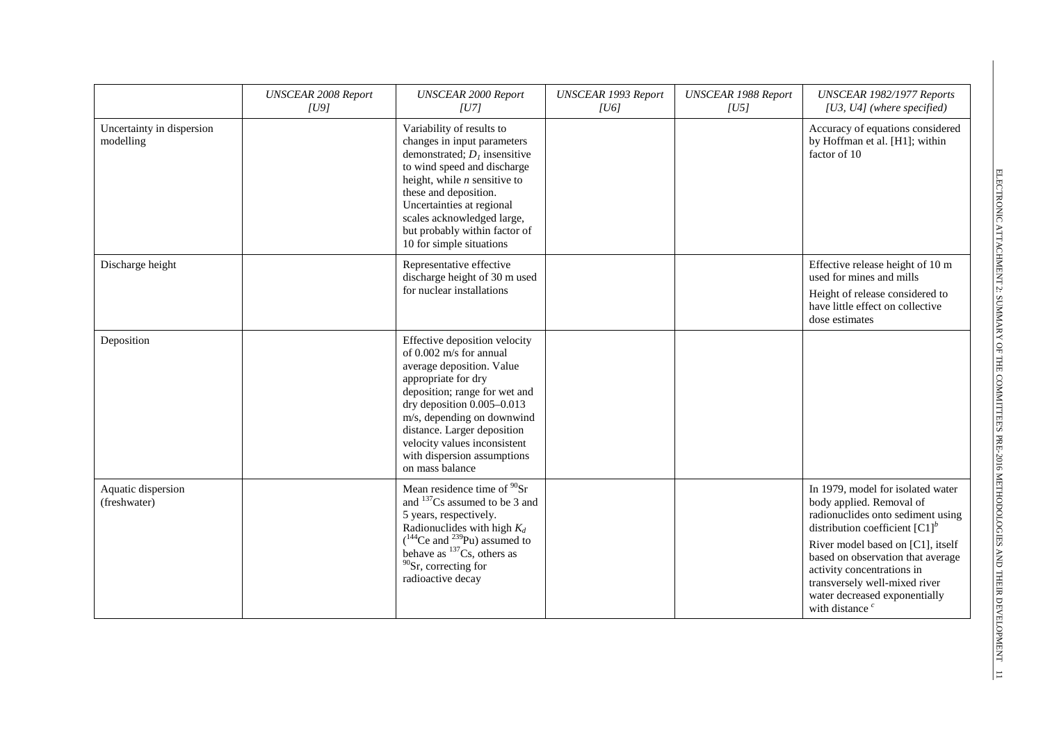| | *UNSCEAR 2008 Report [U9]* | *UNSCEAR 2000 Report [U7]* | *UNSCEAR 1993 Report [U6]* | *UNSCEAR 1988 Report [U5]* | *UNSCEAR 1982/1977 Reports [U3, U4] (where specified)* |
|---|---|---|---|---|---|
| Uncertainty in dispersion modelling | | Variability of results to changes in input parameters demonstrated; $D_1$ insensitive to wind speed and discharge height, while *n* sensitive to these and deposition. Uncertainties at regional scales acknowledged large, but probably within factor of 10 for simple situations | | | Accuracy of equations considered by Hoffman et al. [H1]; within factor of 10 |
| Discharge height | | Representative effective discharge height of 30 m used for nuclear installations | | | Effective release height of 10 m used for mines and mills<br><br>Height of release considered to have little effect on collective dose estimates |
| Deposition | | Effective deposition velocity of 0.002 m/s for annual average deposition. Value appropriate for dry deposition; range for wet and dry deposition 0.005–0.013 m/s, depending on downwind distance. Larger deposition velocity values inconsistent with dispersion assumptions on mass balance | | | |
| Aquatic dispersion (freshwater) | | Mean residence time of $^{90}$Sr and $^{137}$Cs assumed to be 3 and 5 years, respectively. Radionuclides with high $K_d$ ($^{144}$Ce and $^{239}$Pu) assumed to behave as $^{137}$Cs, others as $^{90}$Sr, correcting for radioactive decay | | | In 1979, model for isolated water body applied. Removal of radionuclides onto sediment using distribution coefficient [C1] [b]<br><br>River model based on [C1], itself based on observation that average activity concentrations in transversely well-mixed river water decreased exponentially with distance [c] |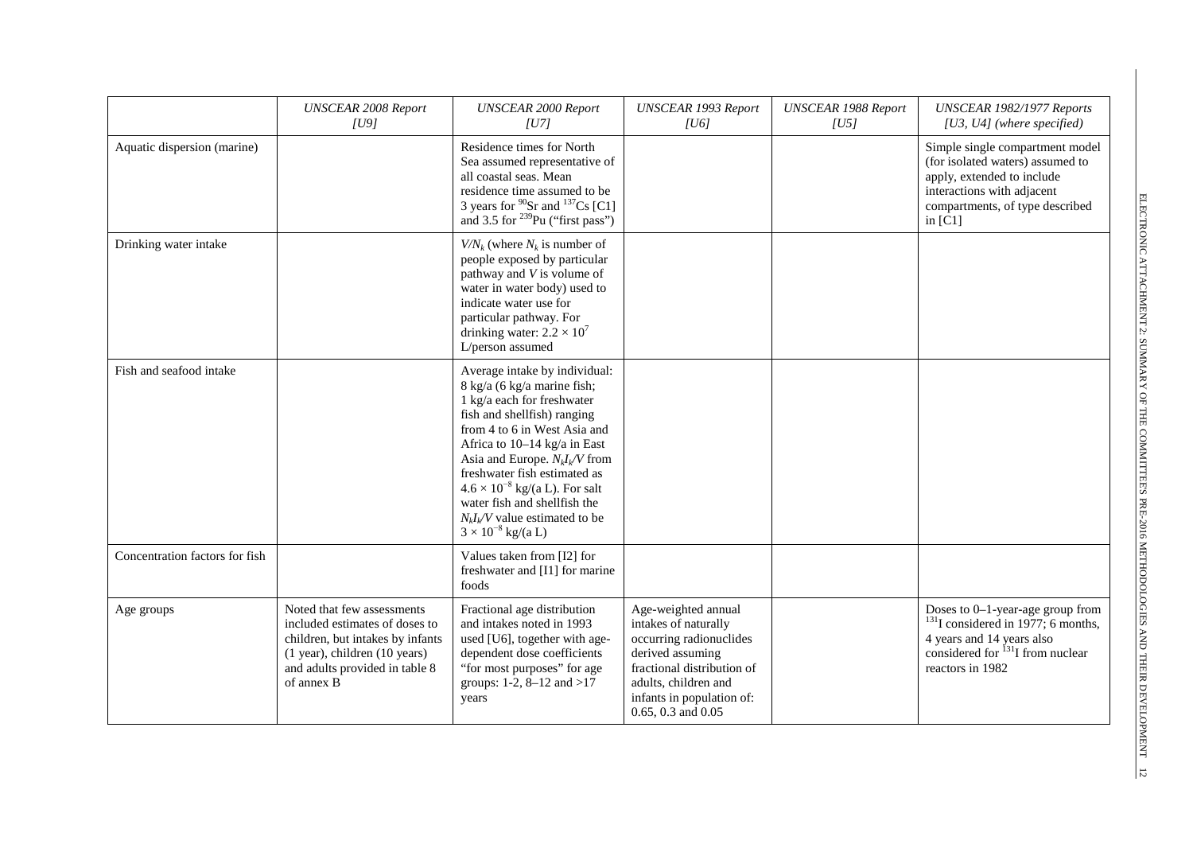| | *UNSCEAR 2008 Report [U9]* | *UNSCEAR 2000 Report [U7]* | *UNSCEAR 1993 Report [U6]* | *UNSCEAR 1988 Report [U5]* | *UNSCEAR 1982/1977 Reports [U3, U4] (where specified)* |
|---|---|---|---|---|---|
| Aquatic dispersion (marine) | | Residence times for North Sea assumed representative of all coastal seas. Mean residence time assumed to be 3 years for $^{90}$Sr and $^{137}$Cs [C1] and 3.5 for $^{239}$Pu ("first pass") | | | Simple single compartment model (for isolated waters) assumed to apply, extended to include interactions with adjacent compartments, of type described in [C1] |
| Drinking water intake | | $V/N_k$ (where $N_k$ is number of people exposed by particular pathway and $V$ is volume of water in water body) used to indicate water use for particular pathway. For drinking water: $2.2 \times 10^7$ L/person assumed | | | |
| Fish and seafood intake | | Average intake by individual: 8 kg/a (6 kg/a marine fish; 1 kg/a each for freshwater fish and shellfish) ranging from 4 to 6 in West Asia and Africa to 10–14 kg/a in East Asia and Europe. $N_kI_k/V$ from freshwater fish estimated as $4.6 \times 10^{-8}$ kg/(a L). For salt water fish and shellfish the $N_kI_k/V$ value estimated to be $3 \times 10^{-8}$ kg/(a L) | | | |
| Concentration factors for fish | | Values taken from [I2] for freshwater and [I1] for marine foods | | | |
| Age groups | Noted that few assessments included estimates of doses to children, but intakes by infants (1 year), children (10 years) and adults provided in table 8 of annex B | Fractional age distribution and intakes noted in 1993 used [U6], together with age-dependent dose coefficients "for most purposes" for age groups: 1-2, 8–12 and >17 years | Age-weighted annual intakes of naturally occurring radionuclides derived assuming fractional distribution of adults, children and infants in population of: 0.65, 0.3 and 0.05 | | Doses to 0–1-year-age group from $^{131}$I considered in 1977; 6 months, 4 years and 14 years also considered for $^{131}$I from nuclear reactors in 1982 |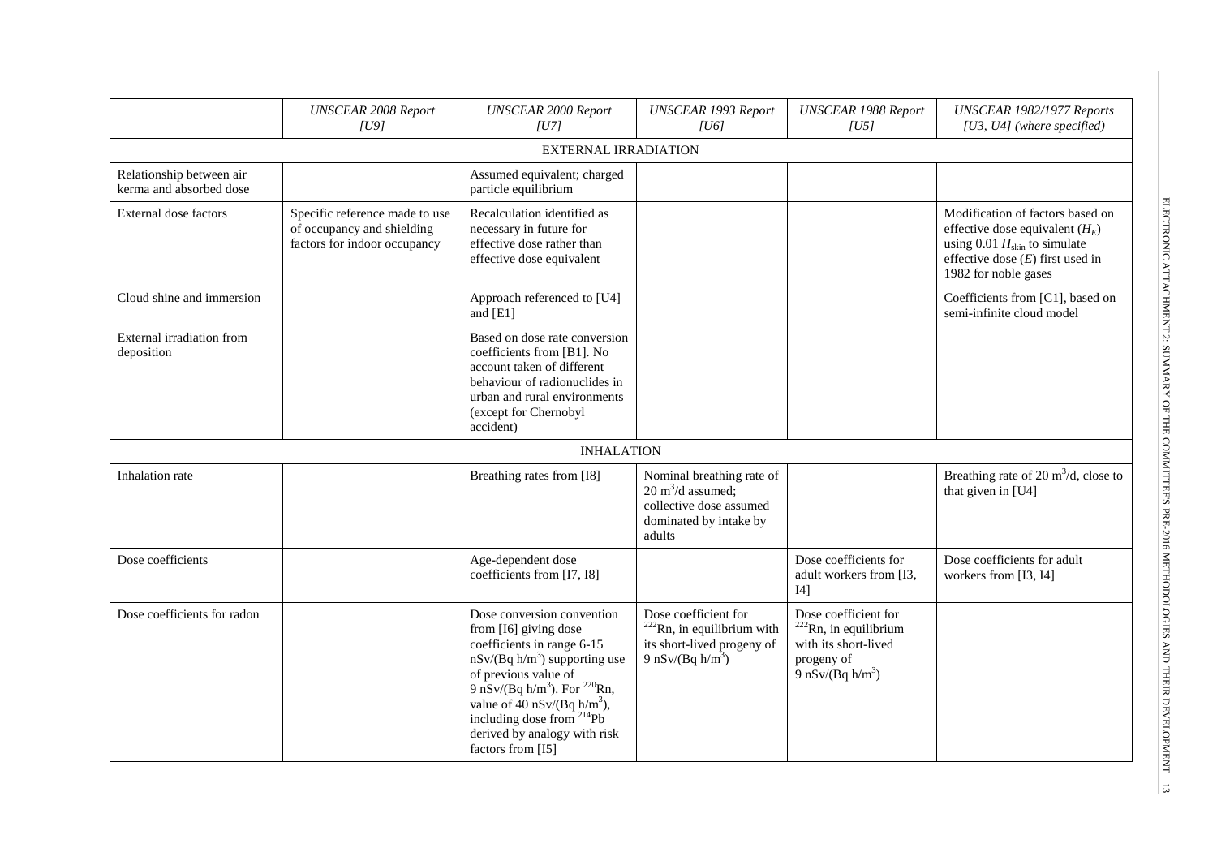| | *UNSCEAR 2008 Report [U9]* | *UNSCEAR 2000 Report [U7]* | *UNSCEAR 1993 Report [U6]* | *UNSCEAR 1988 Report [U5]* | *UNSCEAR 1982/1977 Reports [U3, U4] (where specified)* |
|---|---|---|---|---|---|
| EXTERNAL IRRADIATION | | | | | |
| Relationship between air kerma and absorbed dose | | Assumed equivalent; charged particle equilibrium | | | |
| External dose factors | Specific reference made to use of occupancy and shielding factors for indoor occupancy | Recalculation identified as necessary in future for effective dose rather than effective dose equivalent | | | Modification of factors based on effective dose equivalent ($H_E$) using 0.01 $H_{skin}$ to simulate effective dose ($E$) first used in 1982 for noble gases |
| Cloud shine and immersion | | Approach referenced to [U4] and [E1] | | | Coefficients from [C1], based on semi-infinite cloud model |
| External irradiation from deposition | | Based on dose rate conversion coefficients from [B1]. No account taken of different behaviour of radionuclides in urban and rural environments (except for Chernobyl accident) | | | |
| INHALATION | | | | | |
| Inhalation rate | | Breathing rates from [I8] | Nominal breathing rate of 20 $m^3$/d assumed; collective dose assumed dominated by intake by adults | | Breathing rate of 20 $m^3$/d, close to that given in [U4] |
| Dose coefficients | | Age-dependent dose coefficients from [I7, I8] | | Dose coefficients for adult workers from [I3, I4] | Dose coefficients for adult workers from [I3, I4] |
| Dose coefficients for radon | | Dose conversion convention from [I6] giving dose coefficients in range 6-15 nSv/(Bq h/$m^3$) supporting use of previous value of 9 nSv/(Bq h/$m^3$). For $^{220}$Rn, value of 40 nSv/(Bq h/$m^3$), including dose from $^{214}$Pb derived by analogy with risk factors from [I5] | Dose coefficient for $^{222}$Rn, in equilibrium with its short-lived progeny of 9 nSv/(Bq h/$m^3$) | Dose coefficient for $^{222}$Rn, in equilibrium with its short-lived progeny of 9 nSv/(Bq h/$m^3$) | |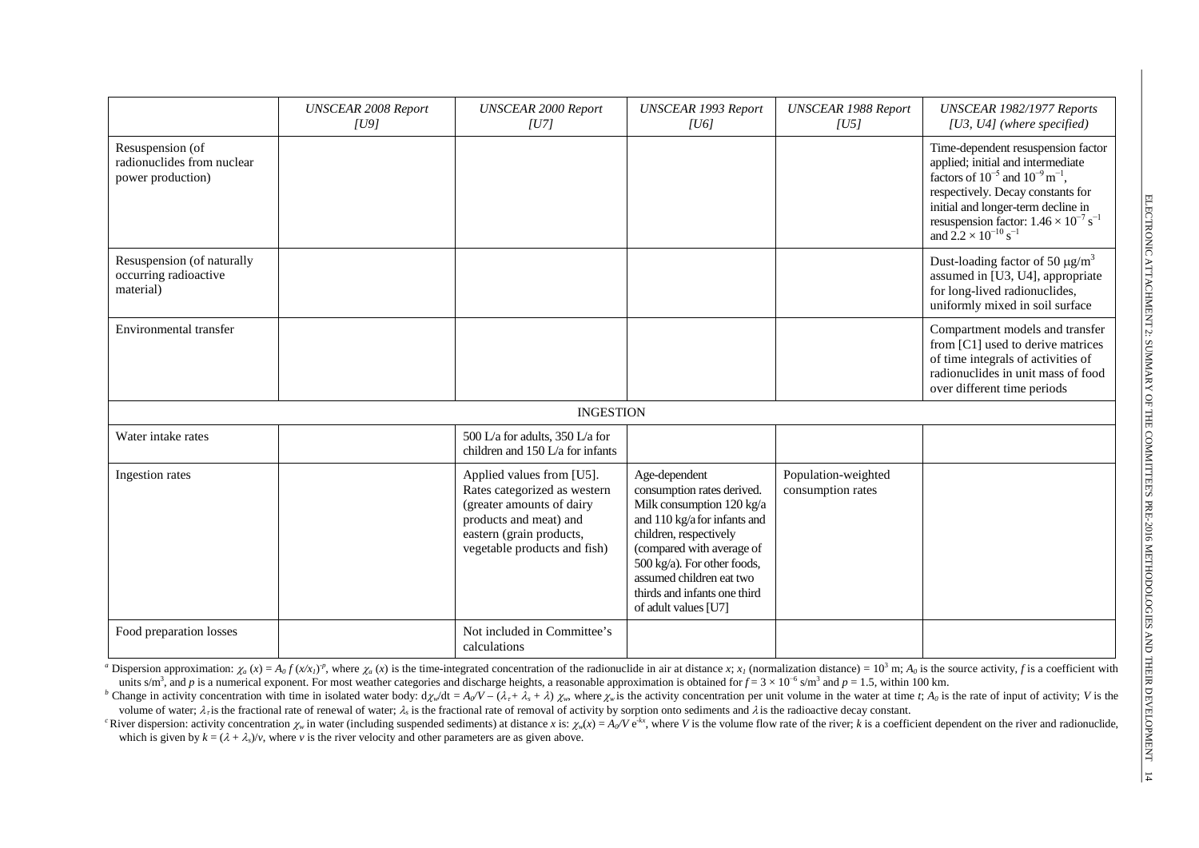| | *UNSCEAR 2008 Report [U9]* | *UNSCEAR 2000 Report [U7]* | *UNSCEAR 1993 Report [U6]* | *UNSCEAR 1988 Report [U5]* | *UNSCEAR 1982/1977 Reports [U3, U4] (where specified)* |
|---|---|---|---|---|---|
| Resuspension (of radionuclides from nuclear power production) | | | | | Time-dependent resuspension factor applied; initial and intermediate factors of $10^{-5}$ and $10^{-9}$ m$^{-1}$, respectively. Decay constants for initial and longer-term decline in resuspension factor: $1.46 \times 10^{-7}$ s$^{-1}$ and $2.2 \times 10^{-10}$ s$^{-1}$ |
| Resuspension (of naturally occurring radioactive material) | | | | | Dust-loading factor of 50 μg/m$^3$ assumed in [U3, U4], appropriate for long-lived radionuclides, uniformly mixed in soil surface |
| Environmental transfer | | | | | Compartment models and transfer from [C1] used to derive matrices of time integrals of activities of radionuclides in unit mass of food over different time periods |
| INGESTION | | | | | |
| Water intake rates | | 500 L/a for adults, 350 L/a for children and 150 L/a for infants | | | |
| Ingestion rates | | Applied values from [U5]. Rates categorized as western (greater amounts of dairy products and meat) and eastern (grain products, vegetable products and fish) | Age-dependent consumption rates derived. Milk consumption 120 kg/a and 110 kg/a for infants and children, respectively (compared with average of 500 kg/a). For other foods, assumed children eat two thirds and infants one third of adult values [U7] | Population-weighted consumption rates | |
| Food preparation losses | | Not included in Committee's calculations | | | |

[a] Dispersion approximation: $\chi_a(x) = A_0 f (x/x_1)^{-p}$, where $\chi_a(x)$ is the time-integrated concentration of the radionuclide in air at distance $x$; $x_1$ (normalization distance) = $10^3$ m; $A_0$ is the source activity, $f$ is a coefficient with units s/m$^3$, and $p$ is a numerical exponent. For most weather categories and discharge heights, a reasonable approximation is obtained for $f = 3 \times 10^{-6}$ s/m$^3$ and $p = 1.5$, within 100 km.

[b] Change in activity concentration with time in isolated water body: $d\chi_w/dt = A_0/V - (\lambda_\tau + \lambda_s + \lambda)\,\chi_w$, where $\chi_w$ is the activity concentration per unit volume in the water at time $t$; $A_0$ is the rate of input of activity; $V$ is the volume of water; $\lambda_\tau$ is the fractional rate of renewal of water; $\lambda_s$ is the fractional rate of removal of activity by sorption onto sediments and $\lambda$ is the radioactive decay constant.

[c] River dispersion: activity concentration $\chi_w$ in water (including suspended sediments) at distance $x$ is: $\chi_w(x) = A_0/V\, e^{-kx}$, where $V$ is the volume flow rate of the river; $k$ is a coefficient dependent on the river and radionuclide, which is given by $k = (\lambda + \lambda_s)/v$, where $v$ is the river velocity and other parameters are as given above.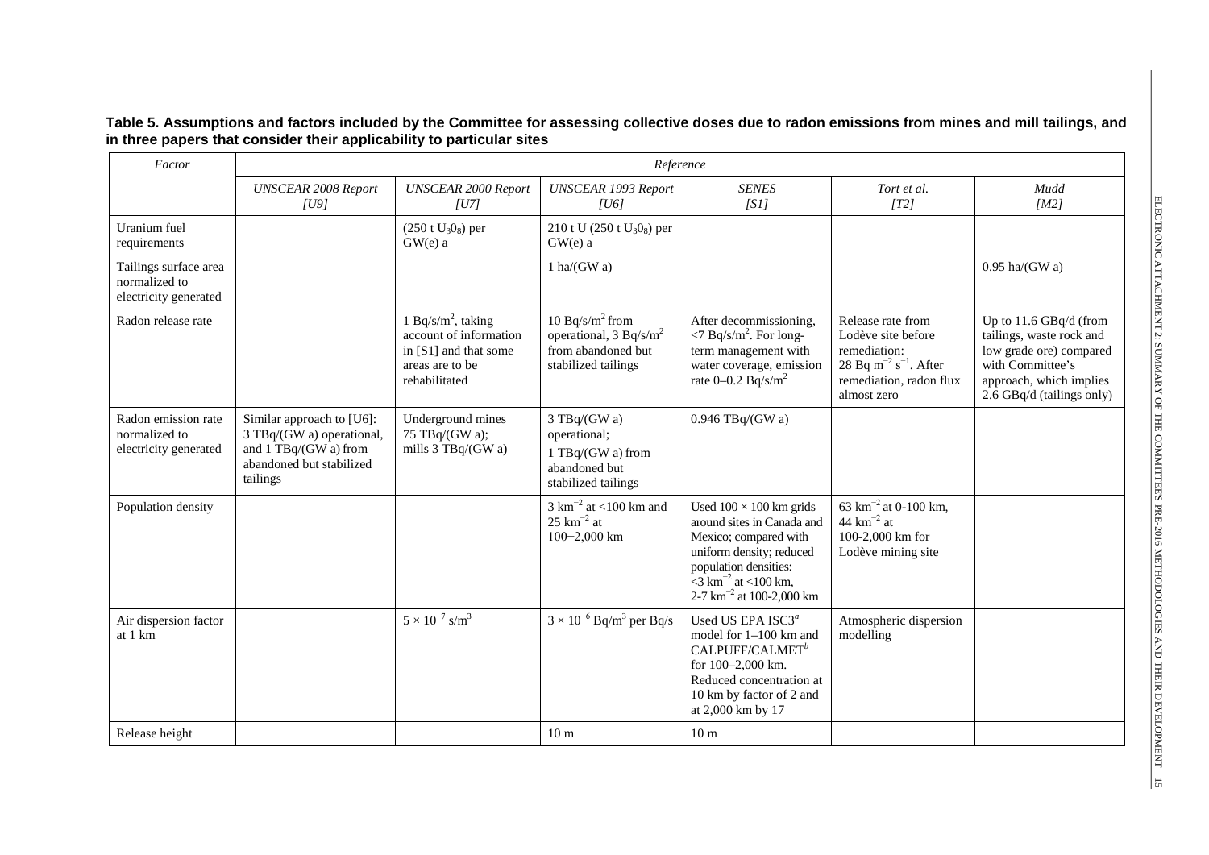**Table 5. Assumptions and factors included by the Committee for assessing collective doses due to radon emissions from mines and mill tailings, and in three papers that consider their applicability to particular sites**

| *Factor* | *Reference* | | | | | |
|---|---|---|---|---|---|---|
| | *UNSCEAR 2008 Report [U9]* | *UNSCEAR 2000 Report [U7]* | *UNSCEAR 1993 Report [U6]* | *SENES [S1]* | *Tort et al. [T2]* | *Mudd [M2]* |
| Uranium fuel requirements | | (250 t $U_3O_8$) per GW(e) a | 210 t U (250 t $U_3O_8$) per GW(e) a | | | |
| Tailings surface area normalized to electricity generated | | | 1 ha/(GW a) | | | 0.95 ha/(GW a) |
| Radon release rate | | 1 Bq/s/m$^2$, taking account of information in [S1] and that some areas are to be rehabilitated | 10 Bq/s/m$^2$ from operational, 3 Bq/s/m$^2$ from abandoned but stabilized tailings | After decommissioning, <7 Bq/s/m$^2$. For long-term management with water coverage, emission rate 0–0.2 Bq/s/m$^2$ | Release rate from Lodève site before remediation: 28 Bq m$^{-2}$ s$^{-1}$. After remediation, radon flux almost zero | Up to 11.6 GBq/d (from tailings, waste rock and low grade ore) compared with Committee's approach, which implies 2.6 GBq/d (tailings only) |
| Radon emission rate normalized to electricity generated | Similar approach to [U6]: 3 TBq/(GW a) operational, and 1 TBq/(GW a) from abandoned but stabilized tailings | Underground mines 75 TBq/(GW a); mills 3 TBq/(GW a) | 3 TBq/(GW a) operational; 1 TBq/(GW a) from abandoned but stabilized tailings | 0.946 TBq/(GW a) | | |
| Population density | | | 3 km$^{-2}$ at <100 km and 25 km$^{-2}$ at 100−2,000 km | Used 100 × 100 km grids around sites in Canada and Mexico; compared with uniform density; reduced population densities: <3 km$^{-2}$ at <100 km, 2-7 km$^{-2}$ at 100-2,000 km | 63 km$^{-2}$ at 0-100 km, 44 km$^{-2}$ at 100-2,000 km for Lodève mining site | |
| Air dispersion factor at 1 km | | $5 \times 10^{-7}$ s/m$^3$ | $3 \times 10^{-6}$ Bq/m$^3$ per Bq/s | Used US EPA ISC3[a] model for 1–100 km and CALPUFF/CALMET[b] for 100–2,000 km. Reduced concentration at 10 km by factor of 2 and at 2,000 km by 17 | Atmospheric dispersion modelling | |
| Release height | | | 10 m | 10 m | | |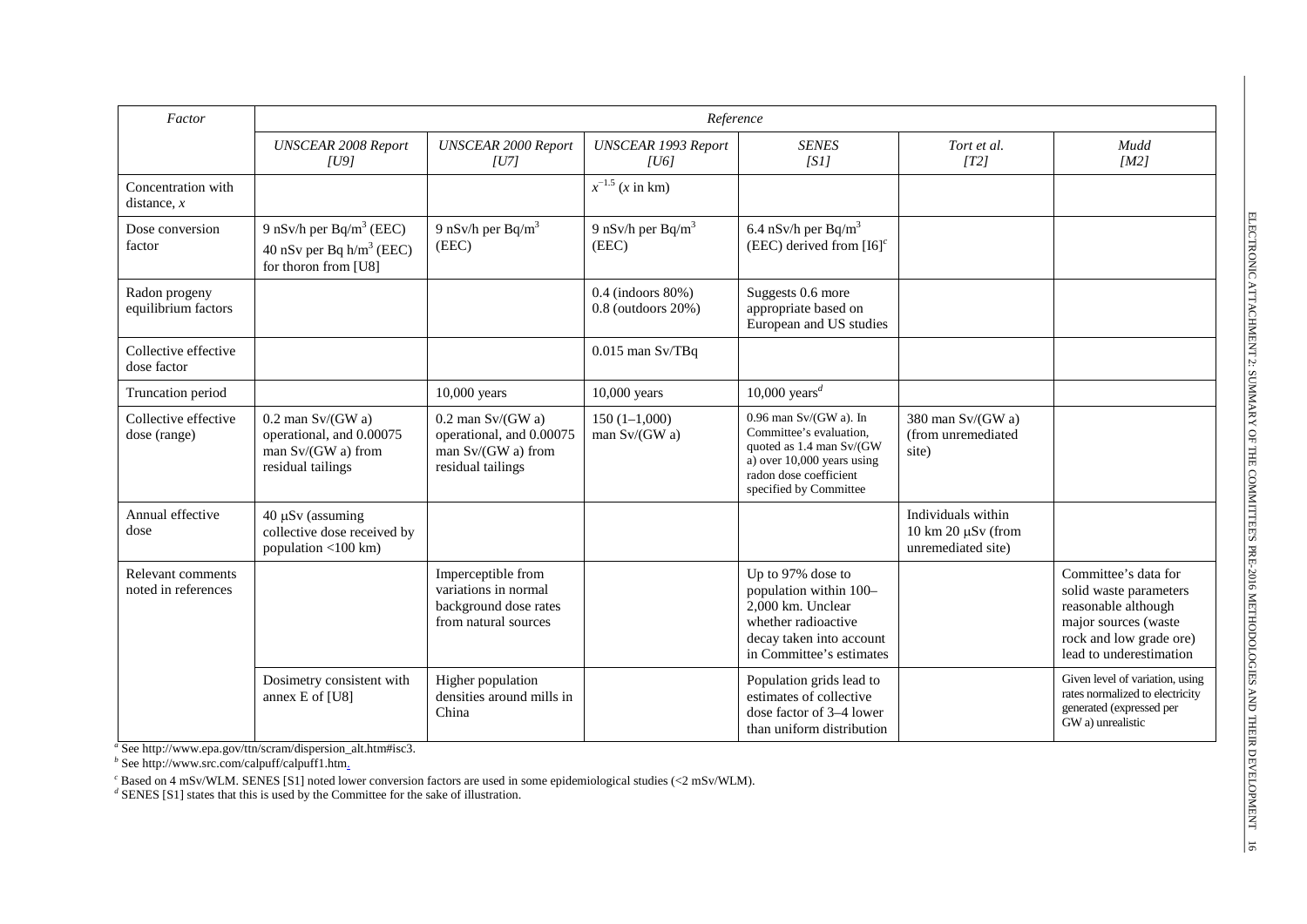| *Factor* | *Reference* | | | | | |
|---|---|---|---|---|---|---|
| | *UNSCEAR 2008 Report [U9]* | *UNSCEAR 2000 Report [U7]* | *UNSCEAR 1993 Report [U6]* | *SENES [S1]* | *Tort et al. [T2]* | *Mudd [M2]* |
| Concentration with distance, *x* | | | $x^{-1.5}$ (*x* in km) | | | |
| Dose conversion factor | 9 nSv/h per Bq/m$^3$ (EEC) 40 nSv per Bq h/m$^3$ (EEC) for thoron from [U8] | 9 nSv/h per Bq/m$^3$ (EEC) | 9 nSv/h per Bq/m$^3$ (EEC) | 6.4 nSv/h per Bq/m$^3$ (EEC) derived from [I6][c] | | |
| Radon progeny equilibrium factors | | | 0.4 (indoors 80%) 0.8 (outdoors 20%) | Suggests 0.6 more appropriate based on European and US studies | | |
| Collective effective dose factor | | | 0.015 man Sv/TBq | | | |
| Truncation period | | 10,000 years | 10,000 years | 10,000 years[d] | | |
| Collective effective dose (range) | 0.2 man Sv/(GW a) operational, and 0.00075 man Sv/(GW a) from residual tailings | 0.2 man Sv/(GW a) operational, and 0.00075 man Sv/(GW a) from residual tailings | 150 (1–1,000) man Sv/(GW a) | 0.96 man Sv/(GW a). In Committee's evaluation, quoted as 1.4 man Sv/(GW a) over 10,000 years using radon dose coefficient specified by Committee | 380 man Sv/(GW a) (from unremediated site) | |
| Annual effective dose | 40 μSv (assuming collective dose received by population <100 km) | | | | Individuals within 10 km 20 μSv (from unremediated site) | |
| Relevant comments noted in references | | Imperceptible from variations in normal background dose rates from natural sources | | Up to 97% dose to population within 100–2,000 km. Unclear whether radioactive decay taken into account in Committee's estimates | | Committee's data for solid waste parameters reasonable although major sources (waste rock and low grade ore) lead to underestimation |
| | Dosimetry consistent with annex E of [U8] | Higher population densities around mills in China | | Population grids lead to estimates of collective dose factor of 3–4 lower than uniform distribution | | Given level of variation, using rates normalized to electricity generated (expressed per GW a) unrealistic |

[a] See http://www.epa.gov/ttn/scram/dispersion_alt.htm#isc3.
[b] See http://www.src.com/calpuff/calpuff1.htm.
[c] Based on 4 mSv/WLM. SENES [S1] noted lower conversion factors are used in some epidemiological studies (<2 mSv/WLM).
[d] SENES [S1] states that this is used by the Committee for the sake of illustration.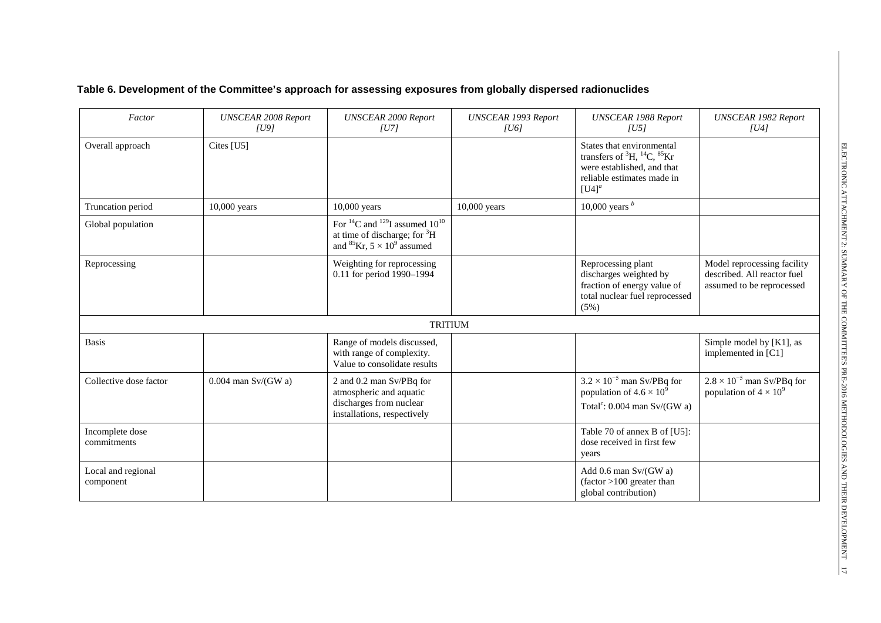**Table 6. Development of the Committee's approach for assessing exposures from globally dispersed radionuclides**

| *Factor* | *UNSCEAR 2008 Report [U9]* | *UNSCEAR 2000 Report [U7]* | *UNSCEAR 1993 Report [U6]* | *UNSCEAR 1988 Report [U5]* | *UNSCEAR 1982 Report [U4]* |
|---|---|---|---|---|---|
| Overall approach | Cites [U5] | | | States that environmental transfers of $^{3}H$, $^{14}C$, $^{85}Kr$ were established, and that reliable estimates made in [U4][a] | |
| Truncation period | 10,000 years | 10,000 years | 10,000 years | 10,000 years [b] | |
| Global population | | For $^{14}C$ and $^{129}I$ assumed $10^{10}$ at time of discharge; for $^{3}H$ and $^{85}Kr$, $5 \times 10^{9}$ assumed | | | |
| Reprocessing | | Weighting for reprocessing 0.11 for period 1990–1994 | | Reprocessing plant discharges weighted by fraction of energy value of total nuclear fuel reprocessed (5%) | Model reprocessing facility described. All reactor fuel assumed to be reprocessed |
| | | | TRITIUM | | |
| Basis | | Range of models discussed, with range of complexity. Value to consolidate results | | | Simple model by [K1], as implemented in [C1] |
| Collective dose factor | 0.004 man Sv/(GW a) | 2 and 0.2 man Sv/PBq for atmospheric and aquatic discharges from nuclear installations, respectively | | $3.2 \times 10^{-5}$ man Sv/PBq for population of $4.6 \times 10^{9}$ Total[c]: 0.004 man Sv/(GW a) | $2.8 \times 10^{-5}$ man Sv/PBq for population of $4 \times 10^{9}$ |
| Incomplete dose commitments | | | | Table 70 of annex B of [U5]: dose received in first few years | |
| Local and regional component | | | | Add 0.6 man Sv/(GW a) (factor >100 greater than global contribution) | |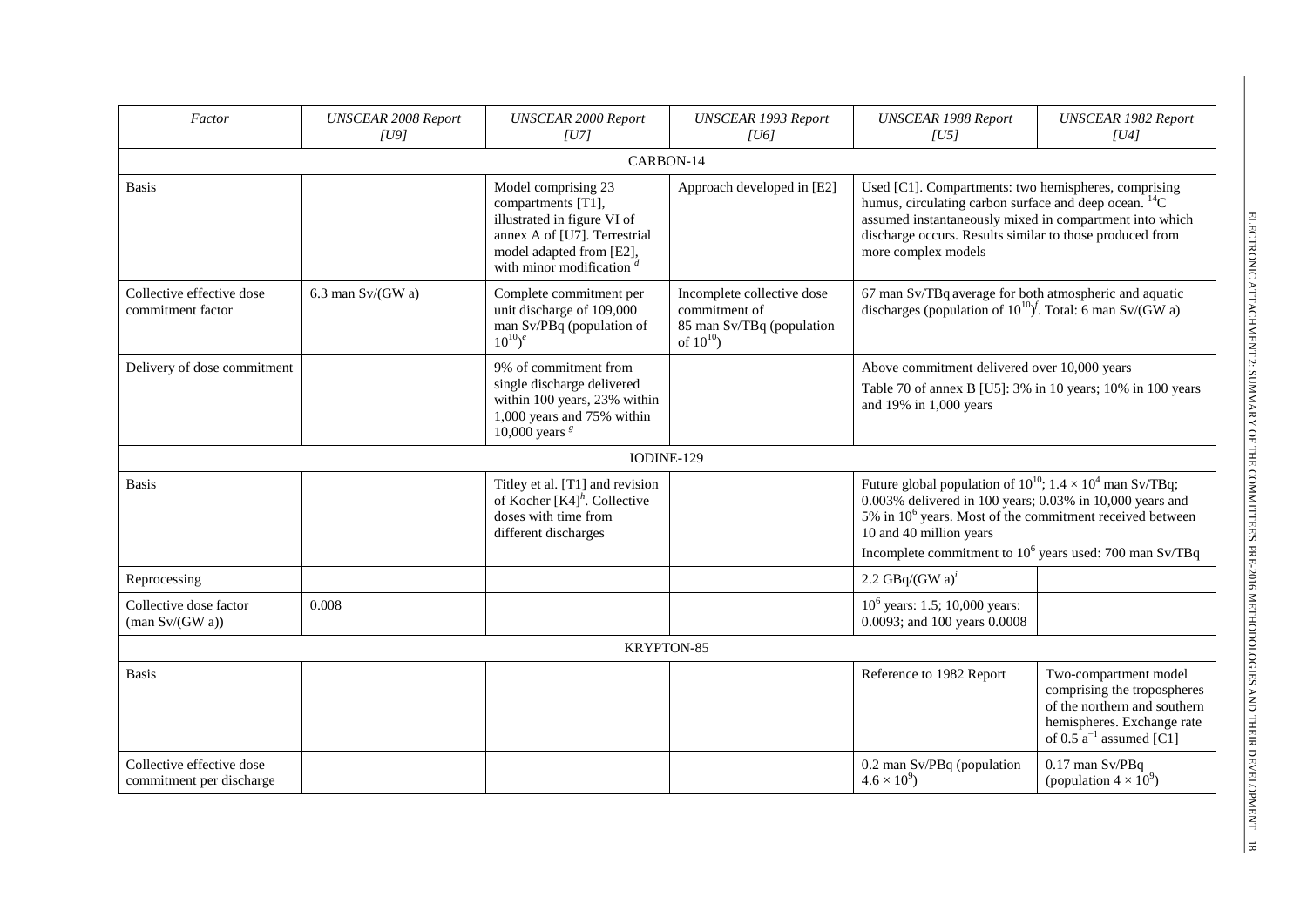| *Factor* | *UNSCEAR 2008 Report [U9]* | *UNSCEAR 2000 Report [U7]* | *UNSCEAR 1993 Report [U6]* | *UNSCEAR 1988 Report [U5]* | *UNSCEAR 1982 Report [U4]* |
|---|---|---|---|---|---|
| CARBON-14 | | | | | |
| Basis | | Model comprising 23 compartments [T1], illustrated in figure VI of annex A of [U7]. Terrestrial model adapted from [E2], with minor modification [d] | Approach developed in [E2] | Used [C1]. Compartments: two hemispheres, comprising humus, circulating carbon surface and deep ocean. $^{14}C$ assumed instantaneously mixed in compartment into which discharge occurs. Results similar to those produced from more complex models | |
| Collective effective dose commitment factor | 6.3 man Sv/(GW a) | Complete commitment per unit discharge of 109,000 man Sv/PBq (population of $10^{10}$)[e] | Incomplete collective dose commitment of 85 man Sv/TBq (population of $10^{10}$) | 67 man Sv/TBq average for both atmospheric and aquatic discharges (population of $10^{10}$)[f]. Total: 6 man Sv/(GW a) | |
| Delivery of dose commitment | | 9% of commitment from single discharge delivered within 100 years, 23% within 1,000 years and 75% within 10,000 years [g] | | Above commitment delivered over 10,000 years<br>Table 70 of annex B [U5]: 3% in 10 years; 10% in 100 years and 19% in 1,000 years | |
| IODINE-129 | | | | | |
| Basis | | Titley et al. [T1] and revision of Kocher [K4][h]. Collective doses with time from different discharges | | Future global population of $10^{10}$; $1.4 \times 10^4$ man Sv/TBq; 0.003% delivered in 100 years; 0.03% in 10,000 years and 5% in $10^6$ years. Most of the commitment received between 10 and 40 million years<br>Incomplete commitment to $10^6$ years used: 700 man Sv/TBq | |
| Reprocessing | | | | 2.2 GBq/(GW a)[i] | |
| Collective dose factor (man Sv/(GW a)) | 0.008 | | | $10^6$ years: 1.5; 10,000 years: 0.0093; and 100 years 0.0008 | |
| KRYPTON-85 | | | | | |
| Basis | | | | Reference to 1982 Report | Two-compartment model comprising the tropospheres of the northern and southern hemispheres. Exchange rate of 0.5 $a^{-1}$ assumed [C1] |
| Collective effective dose commitment per discharge | | | | 0.2 man Sv/PBq (population $4.6 \times 10^9$) | 0.17 man Sv/PBq (population $4 \times 10^9$) |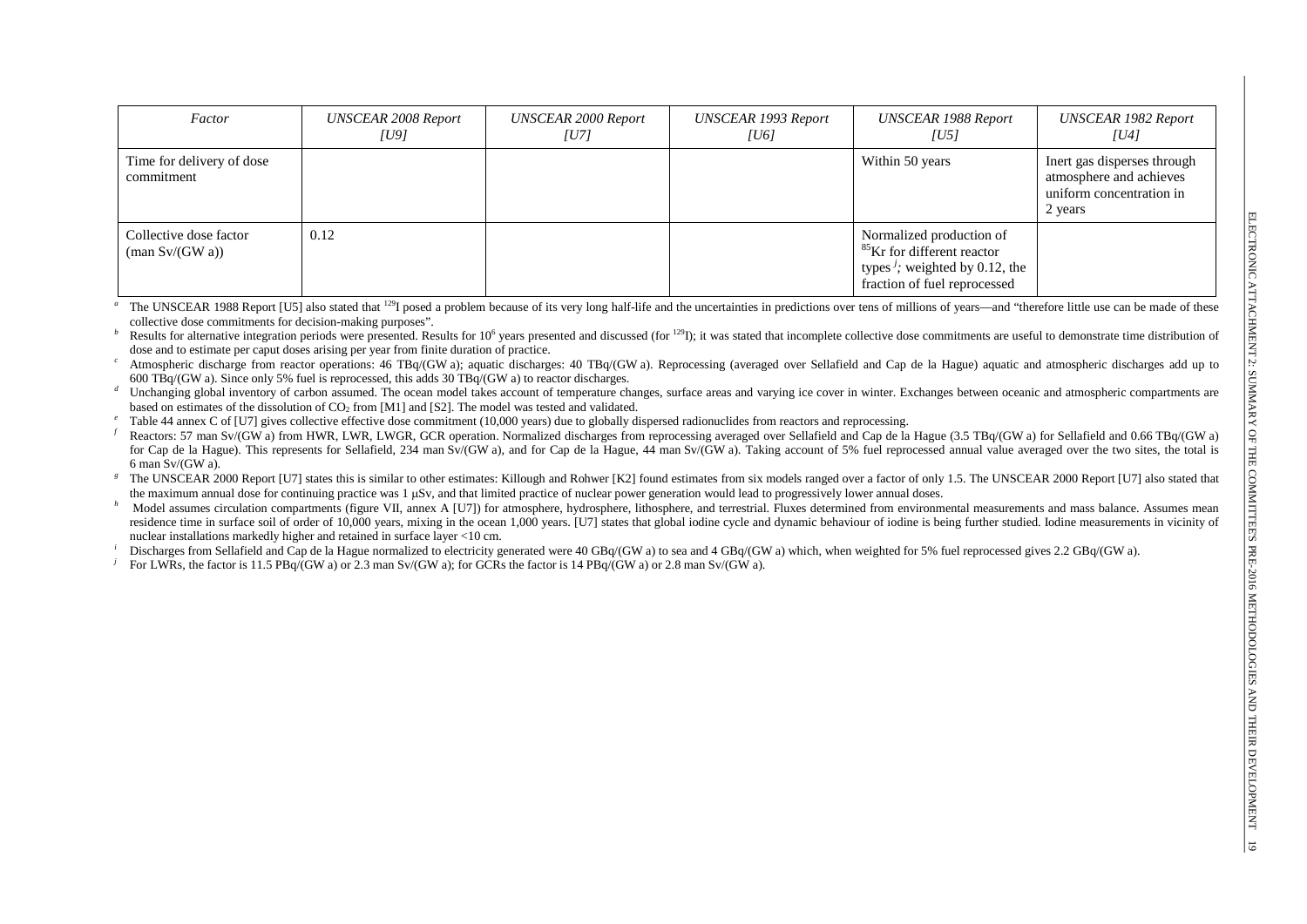| *Factor* | *UNSCEAR 2008 Report [U9]* | *UNSCEAR 2000 Report [U7]* | *UNSCEAR 1993 Report [U6]* | *UNSCEAR 1988 Report [U5]* | *UNSCEAR 1982 Report [U4]* |
|---|---|---|---|---|---|
| Time for delivery of dose commitment | | | | Within 50 years | Inert gas disperses through atmosphere and achieves uniform concentration in 2 years |
| Collective dose factor (man Sv/(GW a)) | 0.12 | | | Normalized production of $^{85}$Kr for different reactor types [j]; weighted by 0.12, the fraction of fuel reprocessed | |

[a] The UNSCEAR 1988 Report [U5] also stated that $^{129}$I posed a problem because of its very long half-life and the uncertainties in predictions over tens of millions of years—and "therefore little use can be made of these collective dose commitments for decision-making purposes".

[b] Results for alternative integration periods were presented. Results for $10^6$ years presented and discussed (for $^{129}$I); it was stated that incomplete collective dose commitments are useful to demonstrate time distribution of dose and to estimate per caput doses arising per year from finite duration of practice.

[c] Atmospheric discharge from reactor operations: 46 TBq/(GW a); aquatic discharges: 40 TBq/(GW a). Reprocessing (averaged over Sellafield and Cap de la Hague) aquatic and atmospheric discharges add up to 600 TBq/(GW a). Since only 5% fuel is reprocessed, this adds 30 TBq/(GW a) to reactor discharges.

[d] Unchanging global inventory of carbon assumed. The ocean model takes account of temperature changes, surface areas and varying ice cover in winter. Exchanges between oceanic and atmospheric compartments are based on estimates of the dissolution of $CO_2$ from [M1] and [S2]. The model was tested and validated.

[e] Table 44 annex C of [U7] gives collective effective dose commitment (10,000 years) due to globally dispersed radionuclides from reactors and reprocessing.

[f] Reactors: 57 man Sv/(GW a) from HWR, LWR, LWGR, GCR operation. Normalized discharges from reprocessing averaged over Sellafield and Cap de la Hague (3.5 TBq/(GW a) for Sellafield and 0.66 TBq/(GW a) for Cap de la Hague). This represents for Sellafield, 234 man Sv/(GW a), and for Cap de la Hague, 44 man Sv/(GW a). Taking account of 5% fuel reprocessed annual value averaged over the two sites, the total is 6 man Sv/(GW a).

[g] The UNSCEAR 2000 Report [U7] states this is similar to other estimates: Killough and Rohwer [K2] found estimates from six models ranged over a factor of only 1.5. The UNSCEAR 2000 Report [U7] also stated that the maximum annual dose for continuing practice was 1 μSv, and that limited practice of nuclear power generation would lead to progressively lower annual doses.

[h] Model assumes circulation compartments (figure VII, annex A [U7]) for atmosphere, hydrosphere, lithosphere, and terrestrial. Fluxes determined from environmental measurements and mass balance. Assumes mean residence time in surface soil of order of 10,000 years, mixing in the ocean 1,000 years. [U7] states that global iodine cycle and dynamic behaviour of iodine is being further studied. Iodine measurements in vicinity of nuclear installations markedly higher and retained in surface layer <10 cm.

[i] Discharges from Sellafield and Cap de la Hague normalized to electricity generated were 40 GBq/(GW a) to sea and 4 GBq/(GW a) which, when weighted for 5% fuel reprocessed gives 2.2 GBq/(GW a).

[j] For LWRs, the factor is 11.5 PBq/(GW a) or 2.3 man Sv/(GW a); for GCRs the factor is 14 PBq/(GW a) or 2.8 man Sv/(GW a).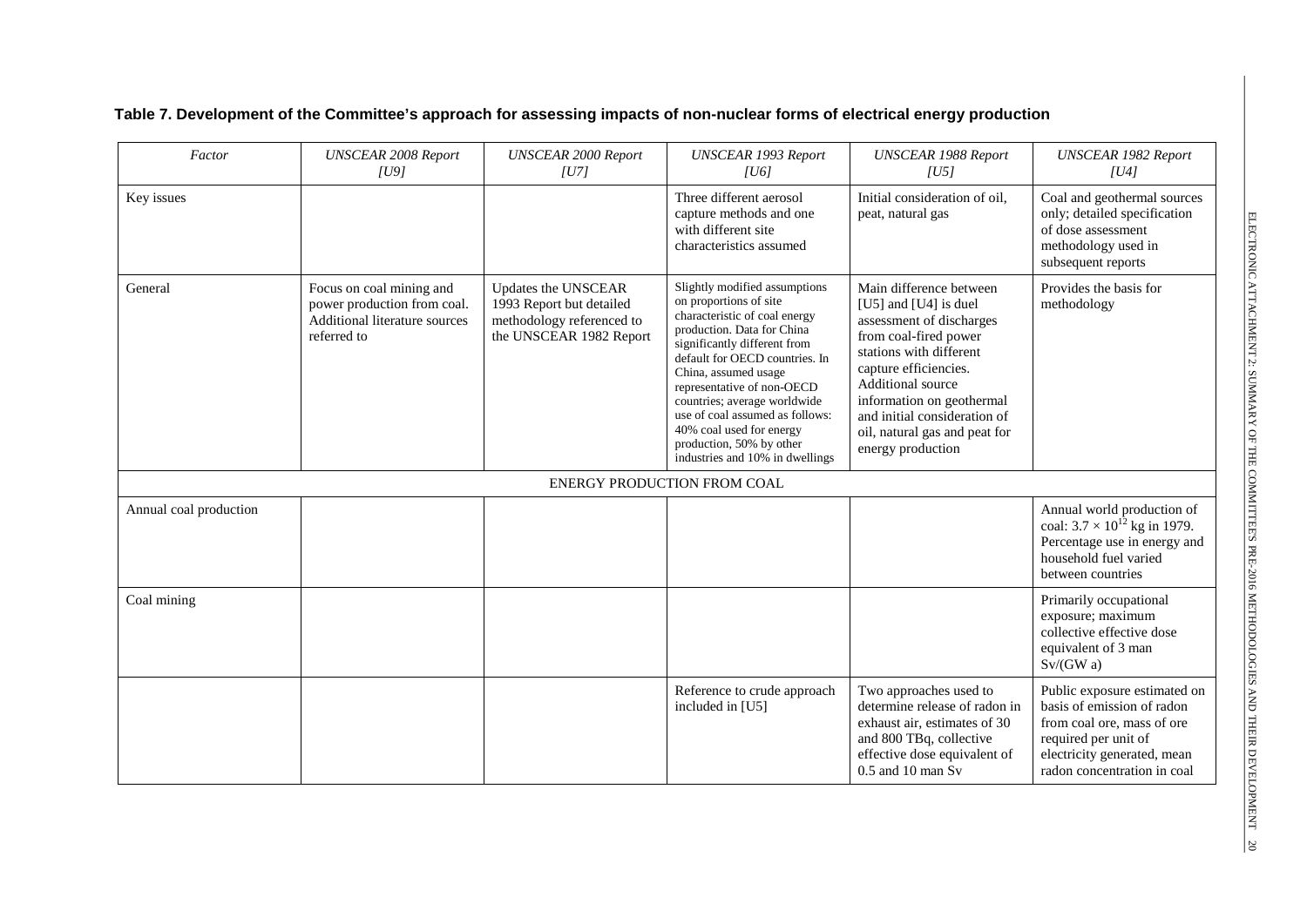**Table 7. Development of the Committee's approach for assessing impacts of non-nuclear forms of electrical energy production**

| *Factor* | *UNSCEAR 2008 Report [U9]* | *UNSCEAR 2000 Report [U7]* | *UNSCEAR 1993 Report [U6]* | *UNSCEAR 1988 Report [U5]* | *UNSCEAR 1982 Report [U4]* |
|---|---|---|---|---|---|
| Key issues | | | Three different aerosol capture methods and one with different site characteristics assumed | Initial consideration of oil, peat, natural gas | Coal and geothermal sources only; detailed specification of dose assessment methodology used in subsequent reports |
| General | Focus on coal mining and power production from coal. Additional literature sources referred to | Updates the UNSCEAR 1993 Report but detailed methodology referenced to the UNSCEAR 1982 Report | Slightly modified assumptions on proportions of site characteristic of coal energy production. Data for China significantly different from default for OECD countries. In China, assumed usage representative of non-OECD countries; average worldwide use of coal assumed as follows: 40% coal used for energy production, 50% by other industries and 10% in dwellings | Main difference between [U5] and [U4] is duel assessment of discharges from coal-fired power stations with different capture efficiencies. Additional source information on geothermal and initial consideration of oil, natural gas and peat for energy production | Provides the basis for methodology |
| ENERGY PRODUCTION FROM COAL | | | | | |
| Annual coal production | | | | | Annual world production of coal: $3.7 \times 10^{12}$ kg in 1979. Percentage use in energy and household fuel varied between countries |
| Coal mining | | | | | Primarily occupational exposure; maximum collective effective dose equivalent of 3 man Sv/(GW a) |
| | | | Reference to crude approach included in [U5] | Two approaches used to determine release of radon in exhaust air, estimates of 30 and 800 TBq, collective effective dose equivalent of 0.5 and 10 man Sv | Public exposure estimated on basis of emission of radon from coal ore, mass of ore required per unit of electricity generated, mean radon concentration in coal |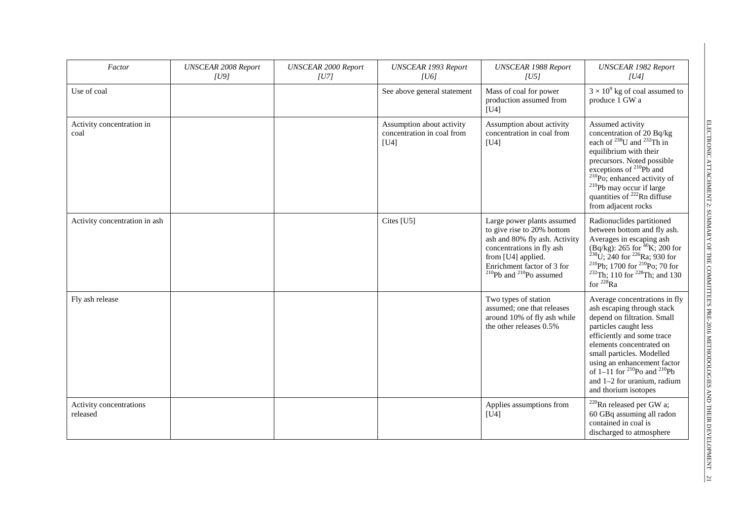| *Factor* | *UNSCEAR 2008 Report [U9]* | *UNSCEAR 2000 Report [U7]* | *UNSCEAR 1993 Report [U6]* | *UNSCEAR 1988 Report [U5]* | *UNSCEAR 1982 Report [U4]* |
|---|---|---|---|---|---|
| Use of coal | | | See above general statement | Mass of coal for power production assumed from [U4] | $3 \times 10^9$ kg of coal assumed to produce 1 GW a |
| Activity concentration in coal | | | Assumption about activity concentration in coal from [U4] | Assumption about activity concentration in coal from [U4] | Assumed activity concentration of 20 Bq/kg each of $^{238}$U and $^{232}$Th in equilibrium with their precursors. Noted possible exceptions of $^{210}$Pb and $^{210}$Po; enhanced activity of $^{210}$Pb may occur if large quantities of $^{222}$Rn diffuse from adjacent rocks |
| Activity concentration in ash | | | Cites [U5] | Large power plants assumed to give rise to 20% bottom ash and 80% fly ash. Activity concentrations in fly ash from [U4] applied. Enrichment factor of 3 for $^{210}$Pb and $^{210}$Po assumed | Radionuclides partitioned between bottom and fly ash. Averages in escaping ash (Bq/kg): 265 for $^{40}$K; 200 for $^{238}$U; 240 for $^{226}$Ra; 930 for $^{210}$Pb; 1700 for $^{210}$Po; 70 for $^{232}$Th; 110 for $^{228}$Th; and 130 for $^{228}$Ra |
| Fly ash release | | | | Two types of station assumed; one that releases around 10% of fly ash while the other releases 0.5% | Average concentrations in fly ash escaping through stack depend on filtration. Small particles caught less efficiently and some trace elements concentrated on small particles. Modelled using an enhancement factor of 1–11 for $^{210}$Po and $^{210}$Pb and 1–2 for uranium, radium and thorium isotopes |
| Activity concentrations released | | | | Applies assumptions from [U4] | $^{220}$Rn released per GW a; 60 GBq assuming all radon contained in coal is discharged to atmosphere |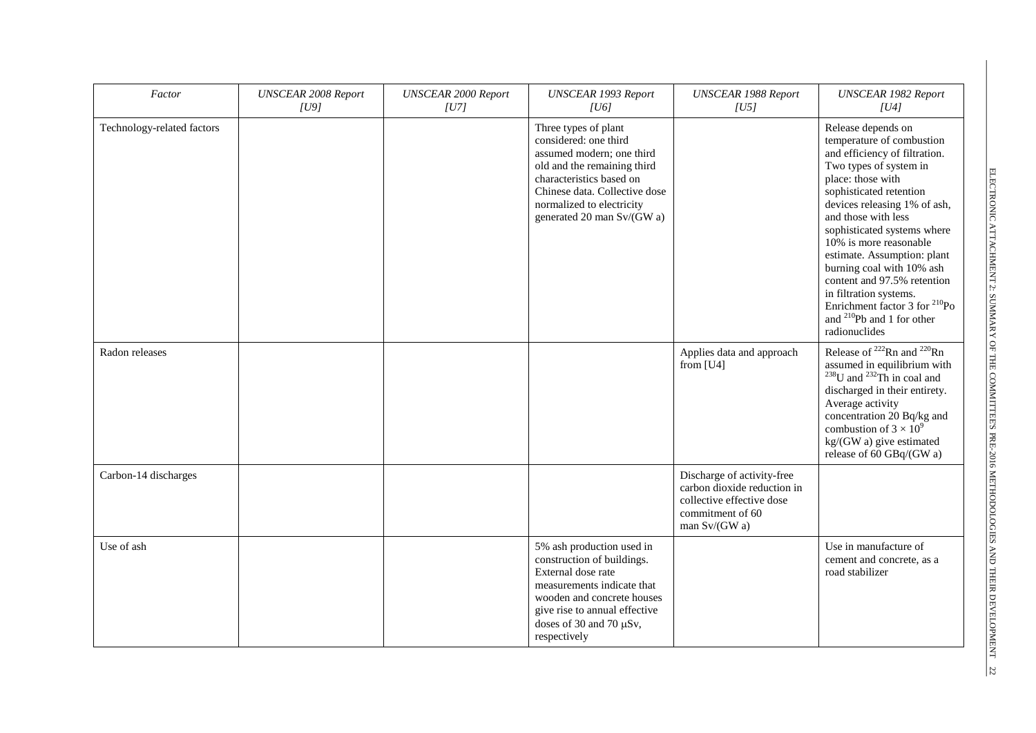| *Factor* | *UNSCEAR 2008 Report [U9]* | *UNSCEAR 2000 Report [U7]* | *UNSCEAR 1993 Report [U6]* | *UNSCEAR 1988 Report [U5]* | *UNSCEAR 1982 Report [U4]* |
|---|---|---|---|---|---|
| Technology-related factors | | | Three types of plant considered: one third assumed modern; one third old and the remaining third characteristics based on Chinese data. Collective dose normalized to electricity generated 20 man Sv/(GW a) | | Release depends on temperature of combustion and efficiency of filtration. Two types of system in place: those with sophisticated retention devices releasing 1% of ash, and those with less sophisticated systems where 10% is more reasonable estimate. Assumption: plant burning coal with 10% ash content and 97.5% retention in filtration systems. Enrichment factor 3 for $^{210}Po$ and $^{210}Pb$ and 1 for other radionuclides |
| Radon releases | | | | Applies data and approach from [U4] | Release of $^{222}Rn$ and $^{220}Rn$ assumed in equilibrium with $^{238}U$ and $^{232}Th$ in coal and discharged in their entirety. Average activity concentration 20 Bq/kg and combustion of $3 \times 10^9$ kg/(GW a) give estimated release of 60 GBq/(GW a) |
| Carbon-14 discharges | | | | Discharge of activity-free carbon dioxide reduction in collective effective dose commitment of 60 man Sv/(GW a) | |
| Use of ash | | | 5% ash production used in construction of buildings. External dose rate measurements indicate that wooden and concrete houses give rise to annual effective doses of 30 and 70 μSv, respectively | | Use in manufacture of cement and concrete, as a road stabilizer |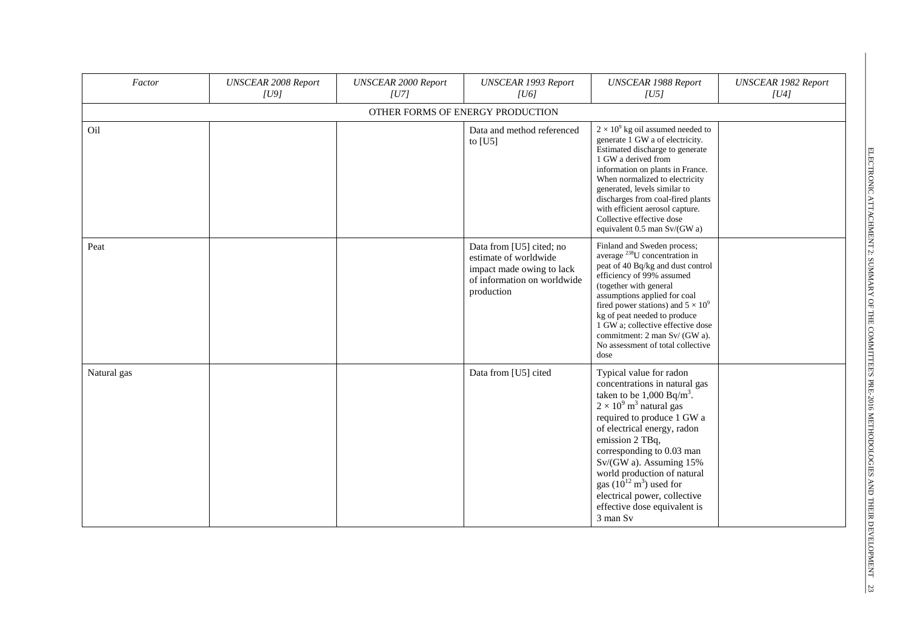| *Factor* | *UNSCEAR 2008 Report [U9]* | *UNSCEAR 2000 Report [U7]* | *UNSCEAR 1993 Report [U6]* | *UNSCEAR 1988 Report [U5]* | *UNSCEAR 1982 Report [U4]* |
|---|---|---|---|---|---|
| OTHER FORMS OF ENERGY PRODUCTION | | | | | |
| Oil | | | Data and method referenced to [U5] | $2 \times 10^9$ kg oil assumed needed to generate 1 GW a of electricity. Estimated discharge to generate 1 GW a derived from information on plants in France. When normalized to electricity generated, levels similar to discharges from coal-fired plants with efficient aerosol capture. Collective effective dose equivalent 0.5 man Sv/(GW a) | |
| Peat | | | Data from [U5] cited; no estimate of worldwide impact made owing to lack of information on worldwide production | Finland and Sweden process; average $^{238}$U concentration in peat of 40 Bq/kg and dust control efficiency of 99% assumed (together with general assumptions applied for coal fired power stations) and $5 \times 10^9$ kg of peat needed to produce 1 GW a; collective effective dose commitment: 2 man Sv/ (GW a). No assessment of total collective dose | |
| Natural gas | | | Data from [U5] cited | Typical value for radon concentrations in natural gas taken to be 1,000 Bq/m$^3$. $2 \times 10^9$ m$^3$ natural gas required to produce 1 GW a of electrical energy, radon emission 2 TBq, corresponding to 0.03 man Sv/(GW a). Assuming 15% world production of natural gas ($10^{12}$ m$^3$) used for electrical power, collective effective dose equivalent is 3 man Sv | |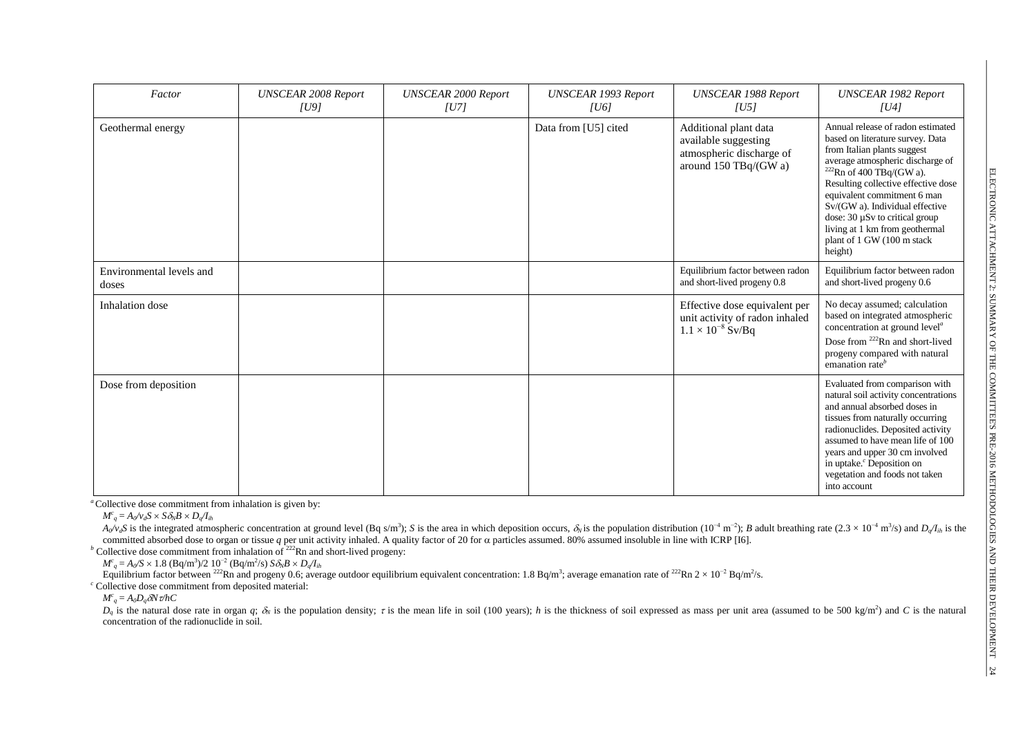| Factor | UNSCEAR 2008 Report [U9] | UNSCEAR 2000 Report [U7] | UNSCEAR 1993 Report [U6] | UNSCEAR 1988 Report [U5] | UNSCEAR 1982 Report [U4] |
|---|---|---|---|---|---|
| Geothermal energy | | | Data from [U5] cited | Additional plant data available suggesting atmospheric discharge of around 150 TBq/(GW a) | Annual release of radon estimated based on literature survey. Data from Italian plants suggest average atmospheric discharge of $^{222}$Rn of 400 TBq/(GW a). Resulting collective effective dose equivalent commitment 6 man Sv/(GW a). Individual effective dose: 30 µSv to critical group living at 1 km from geothermal plant of 1 GW (100 m stack height) |
| Environmental levels and doses | | | | Equilibrium factor between radon and short-lived progeny 0.8 | Equilibrium factor between radon and short-lived progeny 0.6 |
| Inhalation dose | | | | Effective dose equivalent per unit activity of radon inhaled $1.1 \times 10^{-8}$ Sv/Bq | No decay assumed; calculation based on integrated atmospheric concentration at ground level[a] Dose from $^{222}$Rn and short-lived progeny compared with natural emanation rate[b] |
| Dose from deposition | | | | | Evaluated from comparison with natural soil activity concentrations and annual absorbed doses in tissues from naturally occurring radionuclides. Deposited activity assumed to have mean life of 100 years and upper 30 cm involved in uptake.[c] Deposition on vegetation and foods not taken into account |

[a] Collective dose commitment from inhalation is given by:

$M^c_q = A_0/v_d S \times S\delta_N B \times D_q/I_{ih}$

$A_0/v_d S$ is the integrated atmospheric concentration at ground level (Bq s/m$^3$); $S$ is the area in which deposition occurs, $\delta_N$ is the population distribution ($10^{-4}$ m$^{-2}$); $B$ adult breathing rate ($2.3 \times 10^{-4}$ m$^3$/s) and $D_q/I_{ih}$ is the committed absorbed dose to organ or tissue $q$ per unit activity inhaled. A quality factor of 20 for α particles assumed. 80% assumed insoluble in line with ICRP [I6].

[b] Collective dose commitment from inhalation of $^{222}$Rn and short-lived progeny:

$M^c_q = A_0/S \times 1.8\ (\text{Bq/m}^3)/2\ 10^{-2}\ (\text{Bq/m}^2/\text{s})\ S\delta_N B \times D_q/I_{ih}$

Equilibrium factor between $^{222}$Rn and progeny 0.6; average outdoor equilibrium equivalent concentration: 1.8 Bq/m$^3$; average emanation rate of $^{222}$Rn $2 \times 10^{-2}$ Bq/m$^2$/s.

[c] Collective dose commitment from deposited material:

$M^c_q = A_0 D_q \delta N \tau / hC$

$D_q$ is the natural dose rate in organ $q$; $\delta_N$ is the population density; $\tau$ is the mean life in soil (100 years); $h$ is the thickness of soil expressed as mass per unit area (assumed to be 500 kg/m$^2$) and $C$ is the natural concentration of the radionuclide in soil.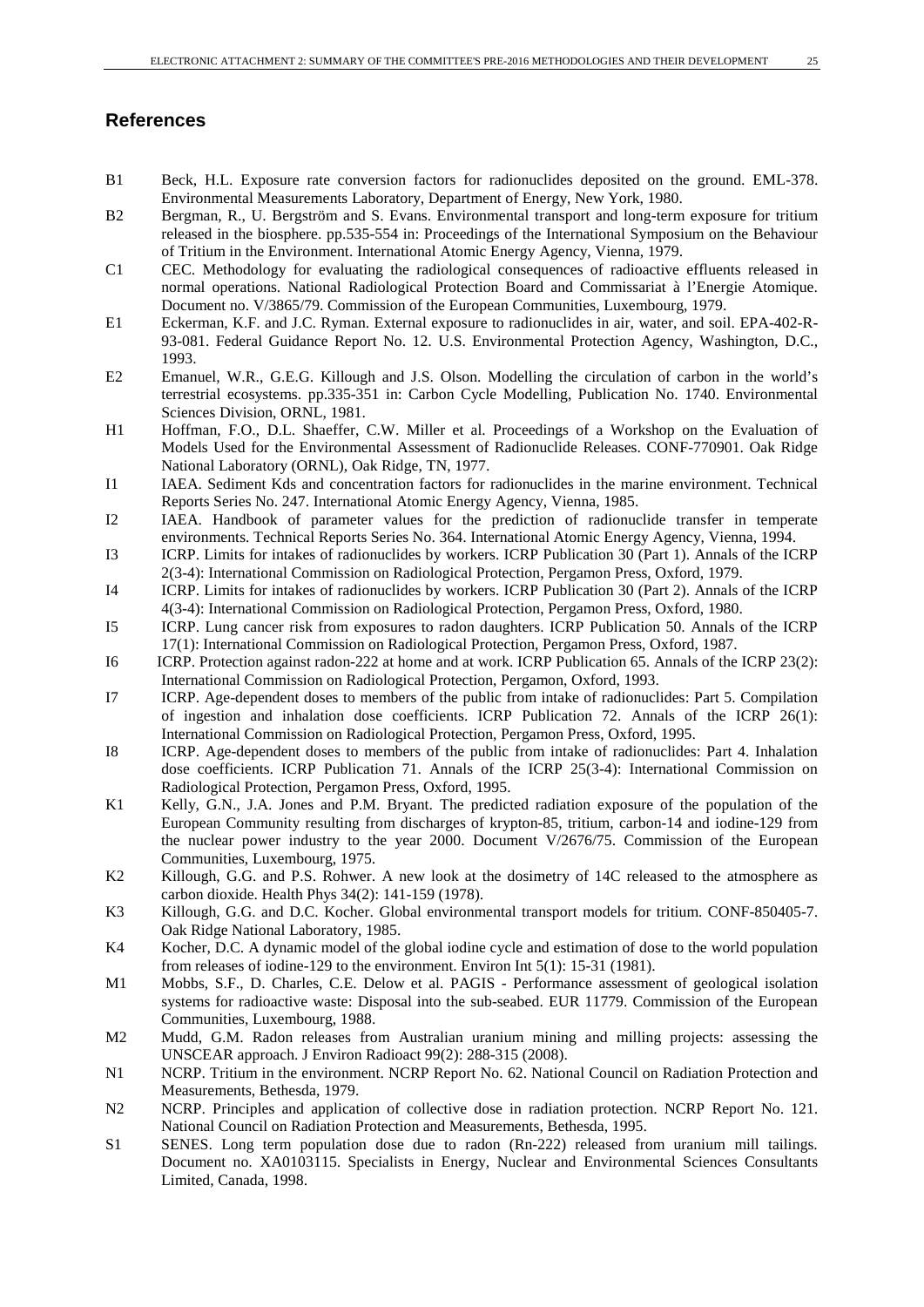## References

B1 Beck, H.L. Exposure rate conversion factors for radionuclides deposited on the ground. EML-378. Environmental Measurements Laboratory, Department of Energy, New York, 1980.

B2 Bergman, R., U. Bergström and S. Evans. Environmental transport and long-term exposure for tritium released in the biosphere. pp.535-554 in: Proceedings of the International Symposium on the Behaviour of Tritium in the Environment. International Atomic Energy Agency, Vienna, 1979.

C1 CEC. Methodology for evaluating the radiological consequences of radioactive effluents released in normal operations. National Radiological Protection Board and Commissariat à l'Energie Atomique. Document no. V/3865/79. Commission of the European Communities, Luxembourg, 1979.

E1 Eckerman, K.F. and J.C. Ryman. External exposure to radionuclides in air, water, and soil. EPA-402-R-93-081. Federal Guidance Report No. 12. U.S. Environmental Protection Agency, Washington, D.C., 1993.

E2 Emanuel, W.R., G.E.G. Killough and J.S. Olson. Modelling the circulation of carbon in the world's terrestrial ecosystems. pp.335-351 in: Carbon Cycle Modelling, Publication No. 1740. Environmental Sciences Division, ORNL, 1981.

H1 Hoffman, F.O., D.L. Shaeffer, C.W. Miller et al. Proceedings of a Workshop on the Evaluation of Models Used for the Environmental Assessment of Radionuclide Releases. CONF-770901. Oak Ridge National Laboratory (ORNL), Oak Ridge, TN, 1977.

I1 IAEA. Sediment Kds and concentration factors for radionuclides in the marine environment. Technical Reports Series No. 247. International Atomic Energy Agency, Vienna, 1985.

I2 IAEA. Handbook of parameter values for the prediction of radionuclide transfer in temperate environments. Technical Reports Series No. 364. International Atomic Energy Agency, Vienna, 1994.

I3 ICRP. Limits for intakes of radionuclides by workers. ICRP Publication 30 (Part 1). Annals of the ICRP 2(3-4): International Commission on Radiological Protection, Pergamon Press, Oxford, 1979.

I4 ICRP. Limits for intakes of radionuclides by workers. ICRP Publication 30 (Part 2). Annals of the ICRP 4(3-4): International Commission on Radiological Protection, Pergamon Press, Oxford, 1980.

I5 ICRP. Lung cancer risk from exposures to radon daughters. ICRP Publication 50. Annals of the ICRP 17(1): International Commission on Radiological Protection, Pergamon Press, Oxford, 1987.

I6 ICRP. Protection against radon-222 at home and at work. ICRP Publication 65. Annals of the ICRP 23(2): International Commission on Radiological Protection, Pergamon, Oxford, 1993.

I7 ICRP. Age-dependent doses to members of the public from intake of radionuclides: Part 5. Compilation of ingestion and inhalation dose coefficients. ICRP Publication 72. Annals of the ICRP 26(1): International Commission on Radiological Protection, Pergamon Press, Oxford, 1995.

I8 ICRP. Age-dependent doses to members of the public from intake of radionuclides: Part 4. Inhalation dose coefficients. ICRP Publication 71. Annals of the ICRP 25(3-4): International Commission on Radiological Protection, Pergamon Press, Oxford, 1995.

K1 Kelly, G.N., J.A. Jones and P.M. Bryant. The predicted radiation exposure of the population of the European Community resulting from discharges of krypton-85, tritium, carbon-14 and iodine-129 from the nuclear power industry to the year 2000. Document V/2676/75. Commission of the European Communities, Luxembourg, 1975.

K2 Killough, G.G. and P.S. Rohwer. A new look at the dosimetry of 14C released to the atmosphere as carbon dioxide. Health Phys 34(2): 141-159 (1978).

K3 Killough, G.G. and D.C. Kocher. Global environmental transport models for tritium. CONF-850405-7. Oak Ridge National Laboratory, 1985.

K4 Kocher, D.C. A dynamic model of the global iodine cycle and estimation of dose to the world population from releases of iodine-129 to the environment. Environ Int 5(1): 15-31 (1981).

M1 Mobbs, S.F., D. Charles, C.E. Delow et al. PAGIS - Performance assessment of geological isolation systems for radioactive waste: Disposal into the sub-seabed. EUR 11779. Commission of the European Communities, Luxembourg, 1988.

M2 Mudd, G.M. Radon releases from Australian uranium mining and milling projects: assessing the UNSCEAR approach. J Environ Radioact 99(2): 288-315 (2008).

N1 NCRP. Tritium in the environment. NCRP Report No. 62. National Council on Radiation Protection and Measurements, Bethesda, 1979.

N2 NCRP. Principles and application of collective dose in radiation protection. NCRP Report No. 121. National Council on Radiation Protection and Measurements, Bethesda, 1995.

S1 SENES. Long term population dose due to radon (Rn-222) released from uranium mill tailings. Document no. XA0103115. Specialists in Energy, Nuclear and Environmental Sciences Consultants Limited, Canada, 1998.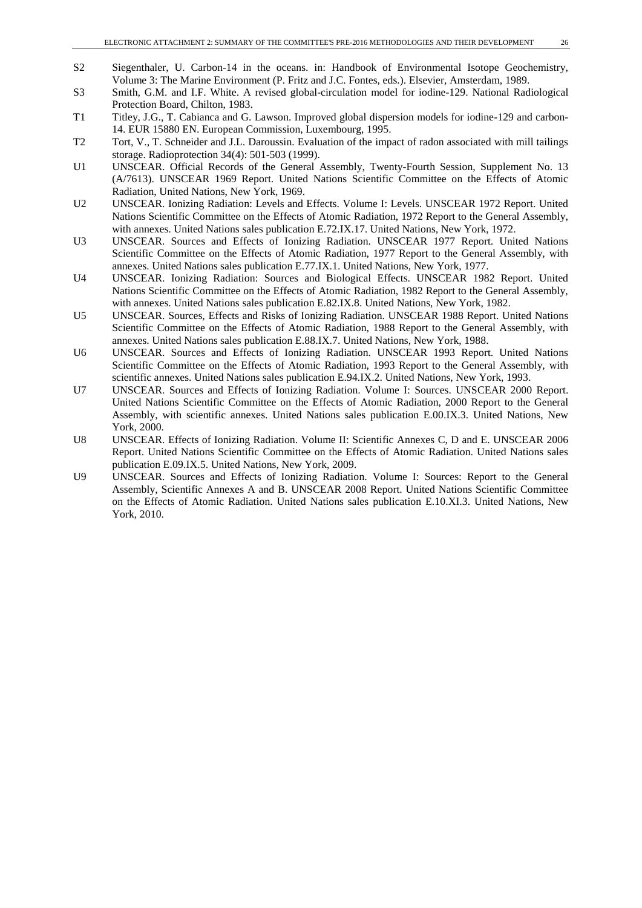S2 Siegenthaler, U. Carbon-14 in the oceans. in: Handbook of Environmental Isotope Geochemistry, Volume 3: The Marine Environment (P. Fritz and J.C. Fontes, eds.). Elsevier, Amsterdam, 1989.

S3 Smith, G.M. and I.F. White. A revised global-circulation model for iodine-129. National Radiological Protection Board, Chilton, 1983.

T1 Titley, J.G., T. Cabianca and G. Lawson. Improved global dispersion models for iodine-129 and carbon-14. EUR 15880 EN. European Commission, Luxembourg, 1995.

T2 Tort, V., T. Schneider and J.L. Daroussin. Evaluation of the impact of radon associated with mill tailings storage. Radioprotection 34(4): 501-503 (1999).

U1 UNSCEAR. Official Records of the General Assembly, Twenty-Fourth Session, Supplement No. 13 (A/7613). UNSCEAR 1969 Report. United Nations Scientific Committee on the Effects of Atomic Radiation, United Nations, New York, 1969.

U2 UNSCEAR. Ionizing Radiation: Levels and Effects. Volume I: Levels. UNSCEAR 1972 Report. United Nations Scientific Committee on the Effects of Atomic Radiation, 1972 Report to the General Assembly, with annexes. United Nations sales publication E.72.IX.17. United Nations, New York, 1972.

U3 UNSCEAR. Sources and Effects of Ionizing Radiation. UNSCEAR 1977 Report. United Nations Scientific Committee on the Effects of Atomic Radiation, 1977 Report to the General Assembly, with annexes. United Nations sales publication E.77.IX.1. United Nations, New York, 1977.

U4 UNSCEAR. Ionizing Radiation: Sources and Biological Effects. UNSCEAR 1982 Report. United Nations Scientific Committee on the Effects of Atomic Radiation, 1982 Report to the General Assembly, with annexes. United Nations sales publication E.82.IX.8. United Nations, New York, 1982.

U5 UNSCEAR. Sources, Effects and Risks of Ionizing Radiation. UNSCEAR 1988 Report. United Nations Scientific Committee on the Effects of Atomic Radiation, 1988 Report to the General Assembly, with annexes. United Nations sales publication E.88.IX.7. United Nations, New York, 1988.

U6 UNSCEAR. Sources and Effects of Ionizing Radiation. UNSCEAR 1993 Report. United Nations Scientific Committee on the Effects of Atomic Radiation, 1993 Report to the General Assembly, with scientific annexes. United Nations sales publication E.94.IX.2. United Nations, New York, 1993.

U7 UNSCEAR. Sources and Effects of Ionizing Radiation. Volume I: Sources. UNSCEAR 2000 Report. United Nations Scientific Committee on the Effects of Atomic Radiation, 2000 Report to the General Assembly, with scientific annexes. United Nations sales publication E.00.IX.3. United Nations, New York, 2000.

U8 UNSCEAR. Effects of Ionizing Radiation. Volume II: Scientific Annexes C, D and E. UNSCEAR 2006 Report. United Nations Scientific Committee on the Effects of Atomic Radiation. United Nations sales publication E.09.IX.5. United Nations, New York, 2009.

U9 UNSCEAR. Sources and Effects of Ionizing Radiation. Volume I: Sources: Report to the General Assembly, Scientific Annexes A and B. UNSCEAR 2008 Report. United Nations Scientific Committee on the Effects of Atomic Radiation. United Nations sales publication E.10.XI.3. United Nations, New York, 2010.